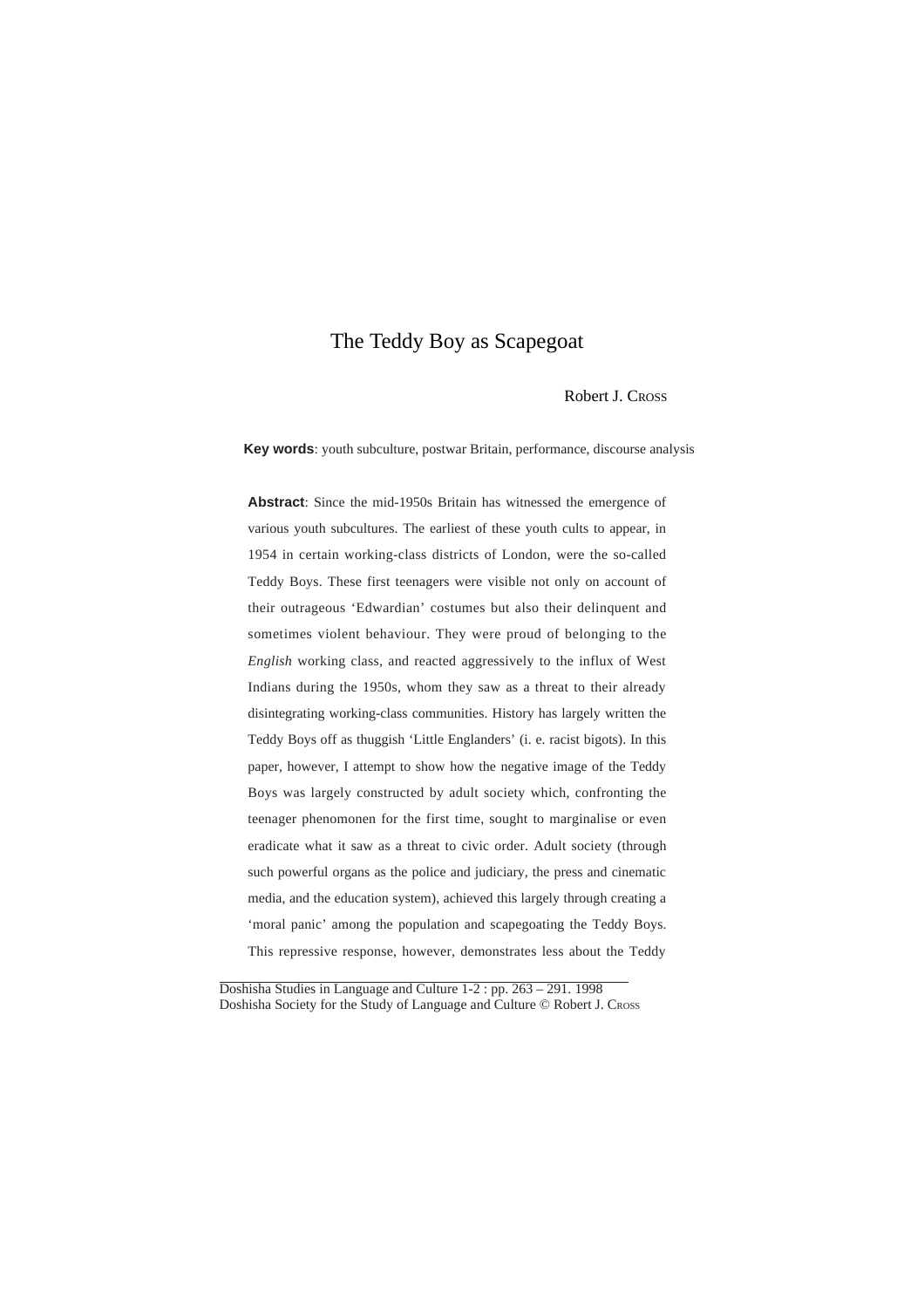# The Teddy Boy as Scapegoat

Robert J. CROSS

**Key words**: youth subculture, postwar Britain, performance, discourse analysis

**Abstract**: Since the mid-1950s Britain has witnessed the emergence of various youth subcultures. The earliest of these youth cults to appear, in 1954 in certain working-class districts of London, were the so-called Teddy Boys. These first teenagers were visible not only on account of their outrageous 'Edwardian' costumes but also their delinquent and sometimes violent behaviour. They were proud of belonging to the *English* working class, and reacted aggressively to the influx of West Indians during the 1950s, whom they saw as a threat to their already disintegrating working-class communities. History has largely written the Teddy Boys off as thuggish 'Little Englanders' (i. e. racist bigots). In this paper, however, I attempt to show how the negative image of the Teddy Boys was largely constructed by adult society which, confronting the teenager phenomonen for the first time, sought to marginalise or even eradicate what it saw as a threat to civic order. Adult society (through such powerful organs as the police and judiciary, the press and cinematic media, and the education system), achieved this largely through creating a 'moral panic' among the population and scapegoating the Teddy Boys. This repressive response, however, demonstrates less about the Teddy

Doshisha Studies in Language and Culture 1-2 : pp. 263 – 291. 1998
Doshisha Society for the Study of Language and Culture © Robert J. CROSS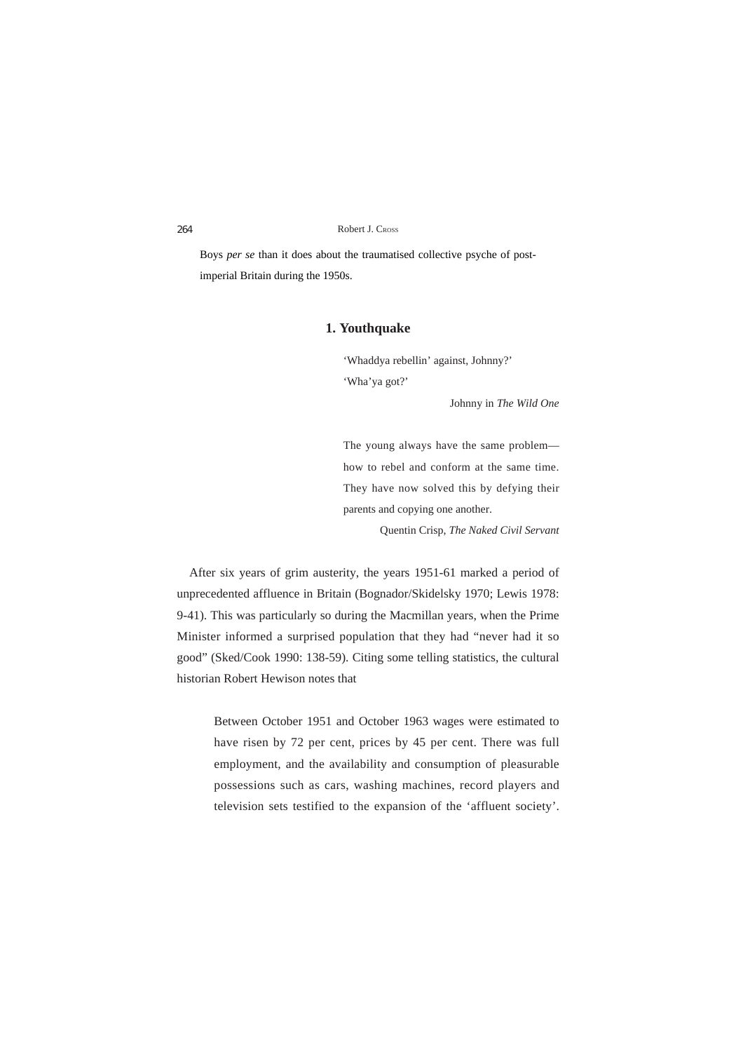Boys *per se* than it does about the traumatised collective psyche of post-imperial Britain during the 1950s.

## 1. Youthquake

> 'Whaddya rebellin' against, Johnny?'
> 'Wha'ya got?'
>
> Johnny in *The Wild One*

> The young always have the same problem—how to rebel and conform at the same time. They have now solved this by defying their parents and copying one another.
>
> Quentin Crisp, *The Naked Civil Servant*

After six years of grim austerity, the years 1951-61 marked a period of unprecedented affluence in Britain (Bognador/Skidelsky 1970; Lewis 1978: 9-41). This was particularly so during the Macmillan years, when the Prime Minister informed a surprised population that they had "never had it so good" (Sked/Cook 1990: 138-59). Citing some telling statistics, the cultural historian Robert Hewison notes that

> Between October 1951 and October 1963 wages were estimated to have risen by 72 per cent, prices by 45 per cent. There was full employment, and the availability and consumption of pleasurable possessions such as cars, washing machines, record players and television sets testified to the expansion of the 'affluent society'.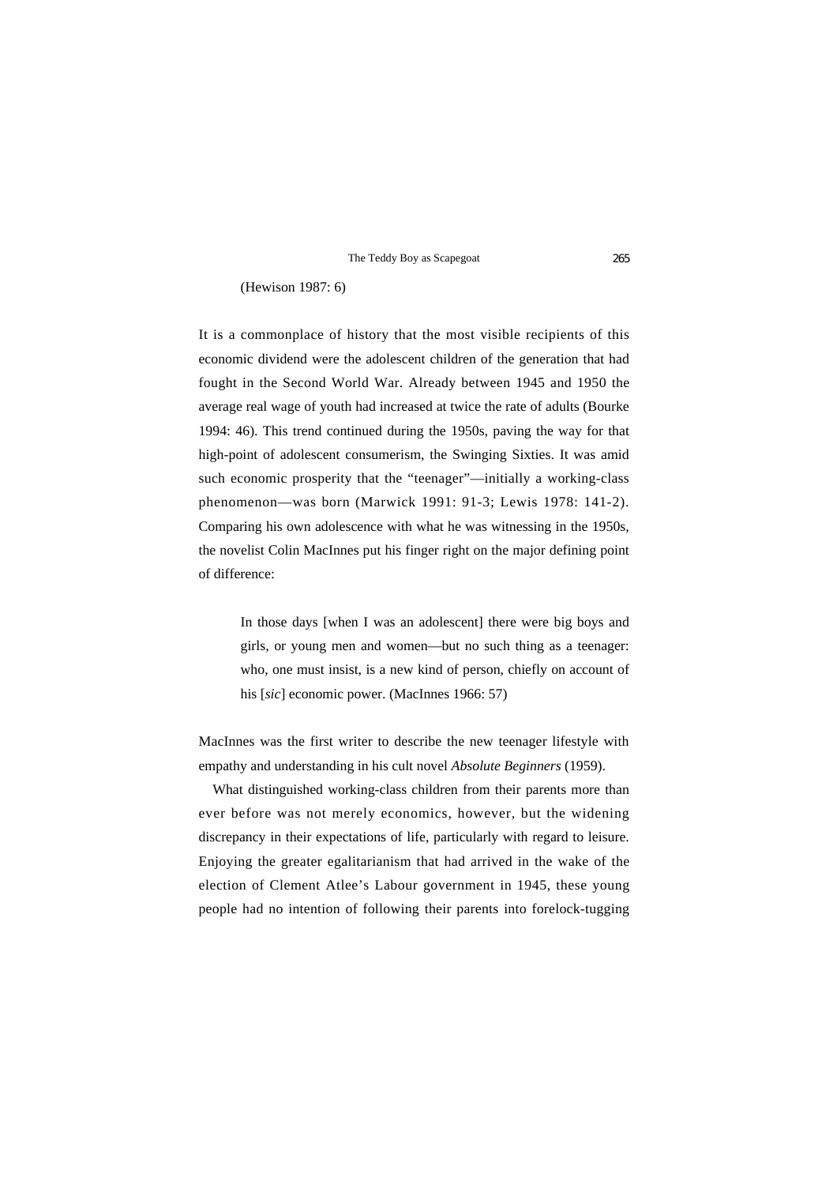(Hewison 1987: 6)

It is a commonplace of history that the most visible recipients of this economic dividend were the adolescent children of the generation that had fought in the Second World War. Already between 1945 and 1950 the average real wage of youth had increased at twice the rate of adults (Bourke 1994: 46). This trend continued during the 1950s, paving the way for that high-point of adolescent consumerism, the Swinging Sixties. It was amid such economic prosperity that the "teenager"—initially a working-class phenomenon—was born (Marwick 1991: 91-3; Lewis 1978: 141-2). Comparing his own adolescence with what he was witnessing in the 1950s, the novelist Colin MacInnes put his finger right on the major defining point of difference:

> In those days [when I was an adolescent] there were big boys and girls, or young men and women—but no such thing as a teenager: who, one must insist, is a new kind of person, chiefly on account of his [*sic*] economic power. (MacInnes 1966: 57)

MacInnes was the first writer to describe the new teenager lifestyle with empathy and understanding in his cult novel *Absolute Beginners* (1959).

What distinguished working-class children from their parents more than ever before was not merely economics, however, but the widening discrepancy in their expectations of life, particularly with regard to leisure. Enjoying the greater egalitarianism that had arrived in the wake of the election of Clement Atlee's Labour government in 1945, these young people had no intention of following their parents into forelock-tugging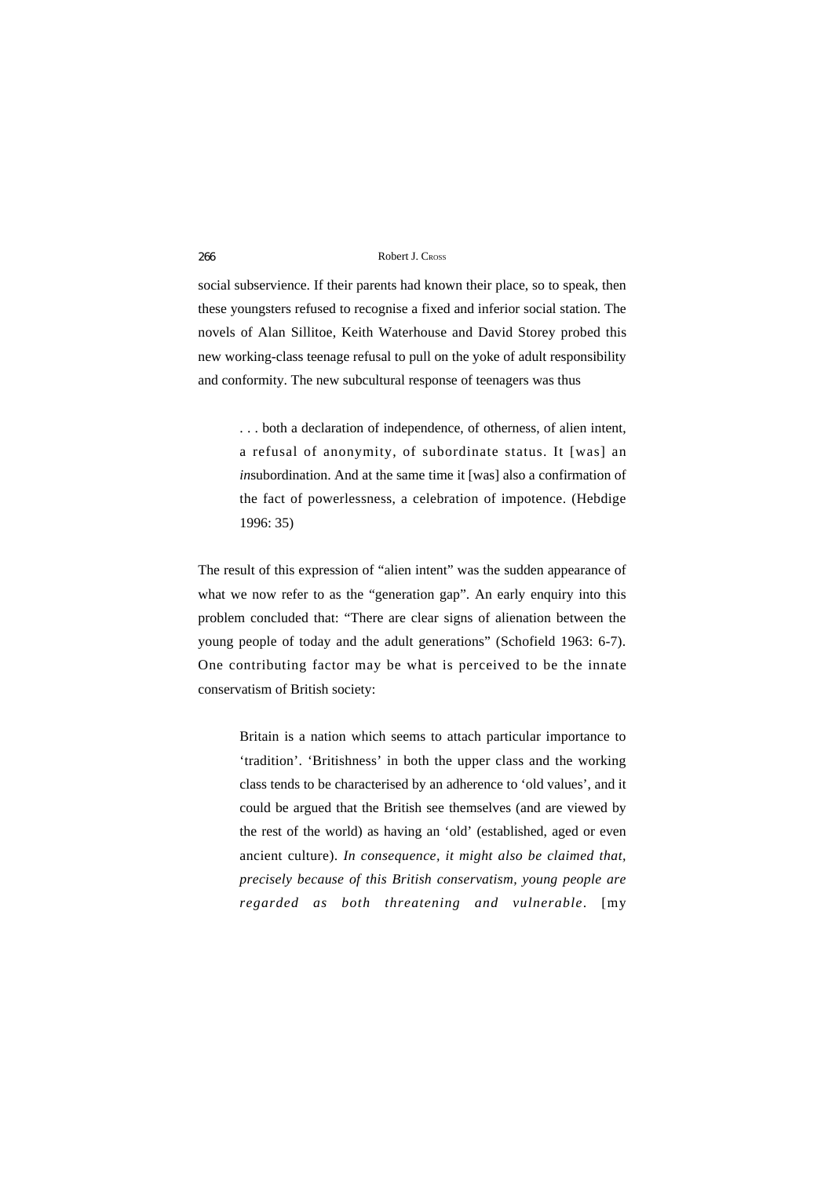social subservience. If their parents had known their place, so to speak, then these youngsters refused to recognise a fixed and inferior social station. The novels of Alan Sillitoe, Keith Waterhouse and David Storey probed this new working-class teenage refusal to pull on the yoke of adult responsibility and conformity. The new subcultural response of teenagers was thus

> . . . both a declaration of independence, of otherness, of alien intent, a refusal of anonymity, of subordinate status. It [was] an *in*subordination. And at the same time it [was] also a confirmation of the fact of powerlessness, a celebration of impotence. (Hebdige 1996: 35)

The result of this expression of "alien intent" was the sudden appearance of what we now refer to as the "generation gap". An early enquiry into this problem concluded that: "There are clear signs of alienation between the young people of today and the adult generations" (Schofield 1963: 6-7). One contributing factor may be what is perceived to be the innate conservatism of British society:

> Britain is a nation which seems to attach particular importance to 'tradition'. 'Britishness' in both the upper class and the working class tends to be characterised by an adherence to 'old values', and it could be argued that the British see themselves (and are viewed by the rest of the world) as having an 'old' (established, aged or even ancient culture). *In consequence, it might also be claimed that, precisely because of this British conservatism, young people are regarded as both threatening and vulnerable*. [my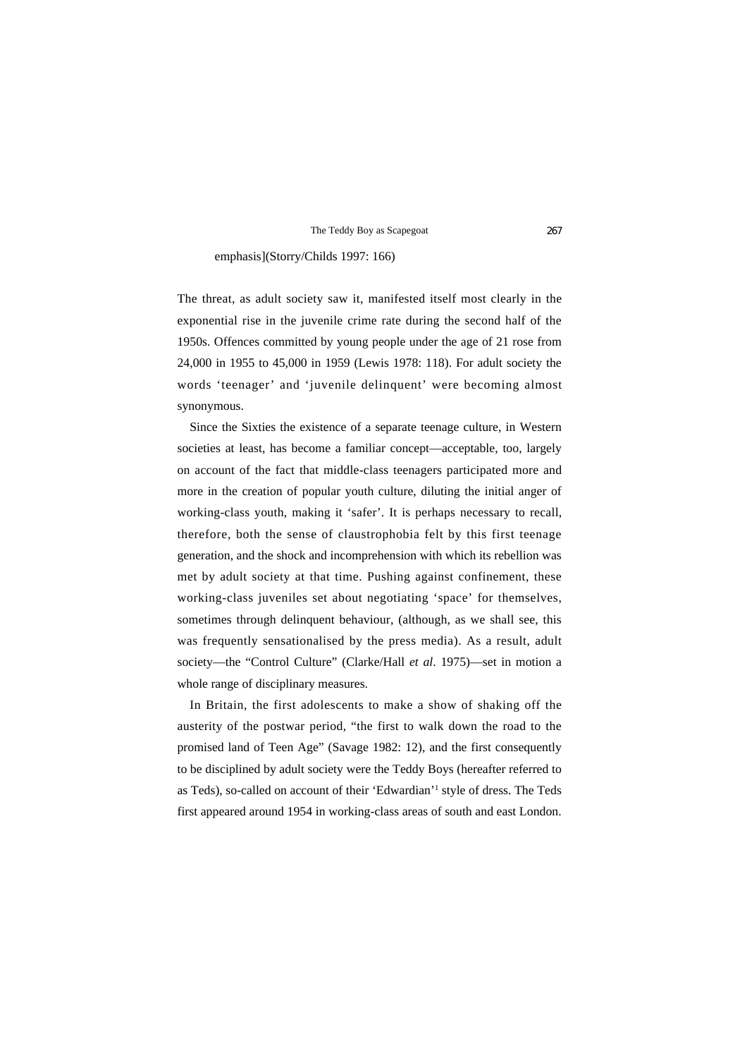emphasis](Storry/Childs 1997: 166)

The threat, as adult society saw it, manifested itself most clearly in the exponential rise in the juvenile crime rate during the second half of the 1950s. Offences committed by young people under the age of 21 rose from 24,000 in 1955 to 45,000 in 1959 (Lewis 1978: 118). For adult society the words 'teenager' and 'juvenile delinquent' were becoming almost synonymous.

Since the Sixties the existence of a separate teenage culture, in Western societies at least, has become a familiar concept—acceptable, too, largely on account of the fact that middle-class teenagers participated more and more in the creation of popular youth culture, diluting the initial anger of working-class youth, making it 'safer'. It is perhaps necessary to recall, therefore, both the sense of claustrophobia felt by this first teenage generation, and the shock and incomprehension with which its rebellion was met by adult society at that time. Pushing against confinement, these working-class juveniles set about negotiating 'space' for themselves, sometimes through delinquent behaviour, (although, as we shall see, this was frequently sensationalised by the press media). As a result, adult society—the "Control Culture" (Clarke/Hall *et al*. 1975)—set in motion a whole range of disciplinary measures.

In Britain, the first adolescents to make a show of shaking off the austerity of the postwar period, "the first to walk down the road to the promised land of Teen Age" (Savage 1982: 12), and the first consequently to be disciplined by adult society were the Teddy Boys (hereafter referred to as Teds), so-called on account of their 'Edwardian'[1] style of dress. The Teds first appeared around 1954 in working-class areas of south and east London.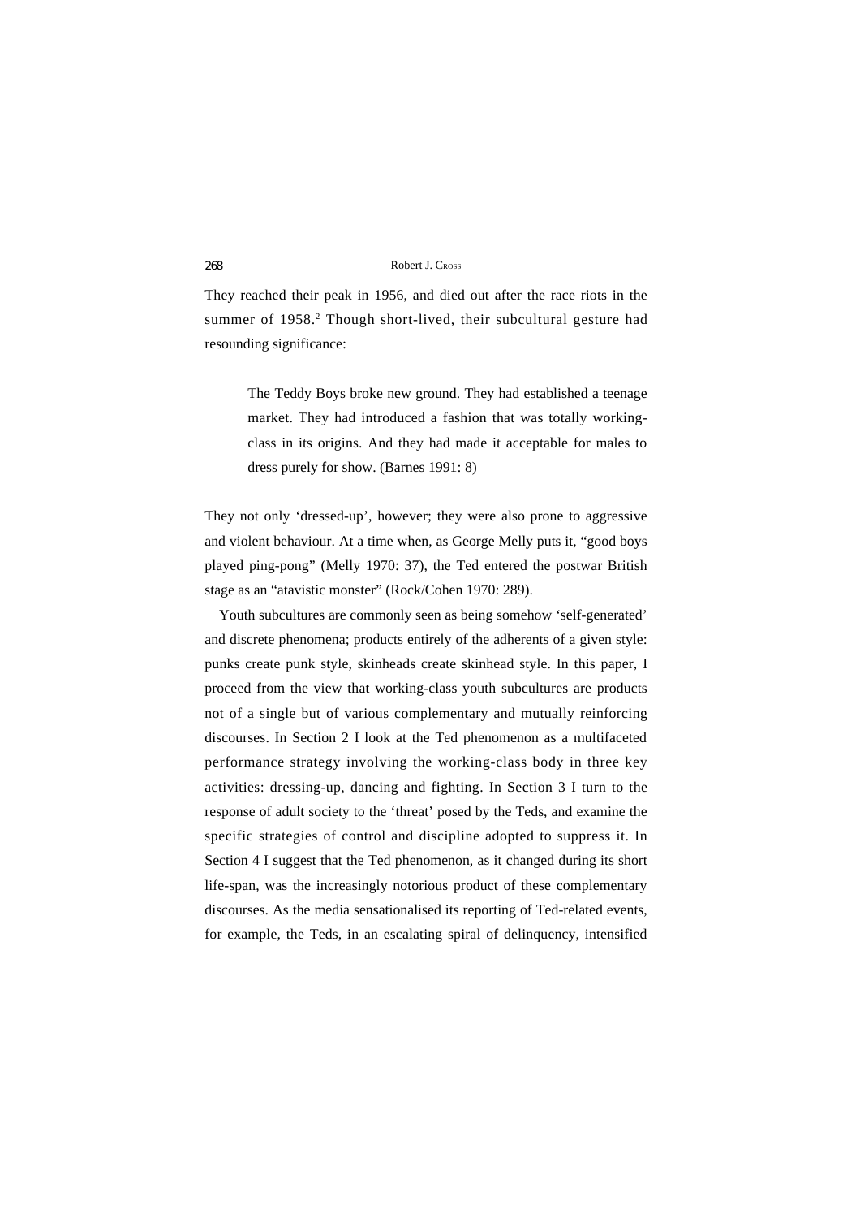They reached their peak in 1956, and died out after the race riots in the summer of 1958.[2] Though short-lived, their subcultural gesture had resounding significance:

> The Teddy Boys broke new ground. They had established a teenage market. They had introduced a fashion that was totally working-class in its origins. And they had made it acceptable for males to dress purely for show. (Barnes 1991: 8)

They not only 'dressed-up', however; they were also prone to aggressive and violent behaviour. At a time when, as George Melly puts it, "good boys played ping-pong" (Melly 1970: 37), the Ted entered the postwar British stage as an "atavistic monster" (Rock/Cohen 1970: 289).

Youth subcultures are commonly seen as being somehow 'self-generated' and discrete phenomena; products entirely of the adherents of a given style: punks create punk style, skinheads create skinhead style. In this paper, I proceed from the view that working-class youth subcultures are products not of a single but of various complementary and mutually reinforcing discourses. In Section 2 I look at the Ted phenomenon as a multifaceted performance strategy involving the working-class body in three key activities: dressing-up, dancing and fighting. In Section 3 I turn to the response of adult society to the 'threat' posed by the Teds, and examine the specific strategies of control and discipline adopted to suppress it. In Section 4 I suggest that the Ted phenomenon, as it changed during its short life-span, was the increasingly notorious product of these complementary discourses. As the media sensationalised its reporting of Ted-related events, for example, the Teds, in an escalating spiral of delinquency, intensified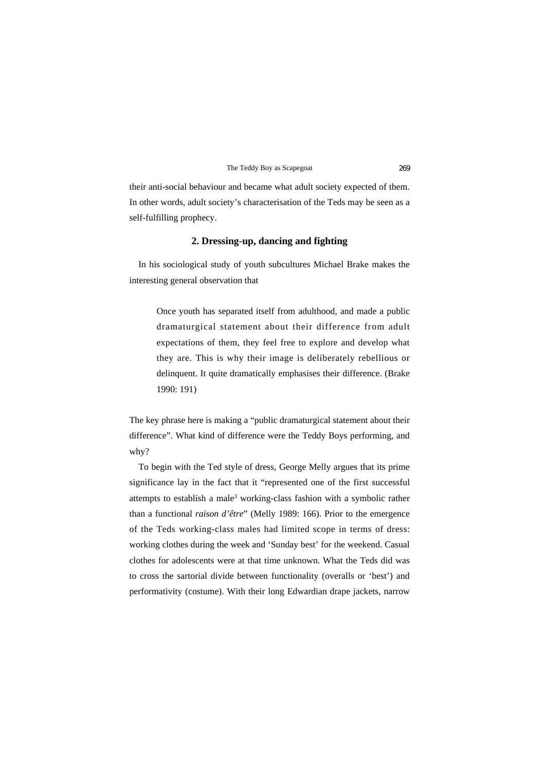their anti-social behaviour and became what adult society expected of them. In other words, adult society's characterisation of the Teds may be seen as a self-fulfilling prophecy.

## 2. Dressing-up, dancing and fighting

In his sociological study of youth subcultures Michael Brake makes the interesting general observation that

> Once youth has separated itself from adulthood, and made a public dramaturgical statement about their difference from adult expectations of them, they feel free to explore and develop what they are. This is why their image is deliberately rebellious or delinquent. It quite dramatically emphasises their difference. (Brake 1990: 191)

The key phrase here is making a "public dramaturgical statement about their difference". What kind of difference were the Teddy Boys performing, and why?

To begin with the Ted style of dress, George Melly argues that its prime significance lay in the fact that it "represented one of the first successful attempts to establish a male[3] working-class fashion with a symbolic rather than a functional *raison d'être*" (Melly 1989: 166). Prior to the emergence of the Teds working-class males had limited scope in terms of dress: working clothes during the week and 'Sunday best' for the weekend. Casual clothes for adolescents were at that time unknown. What the Teds did was to cross the sartorial divide between functionality (overalls or 'best') and performativity (costume). With their long Edwardian drape jackets, narrow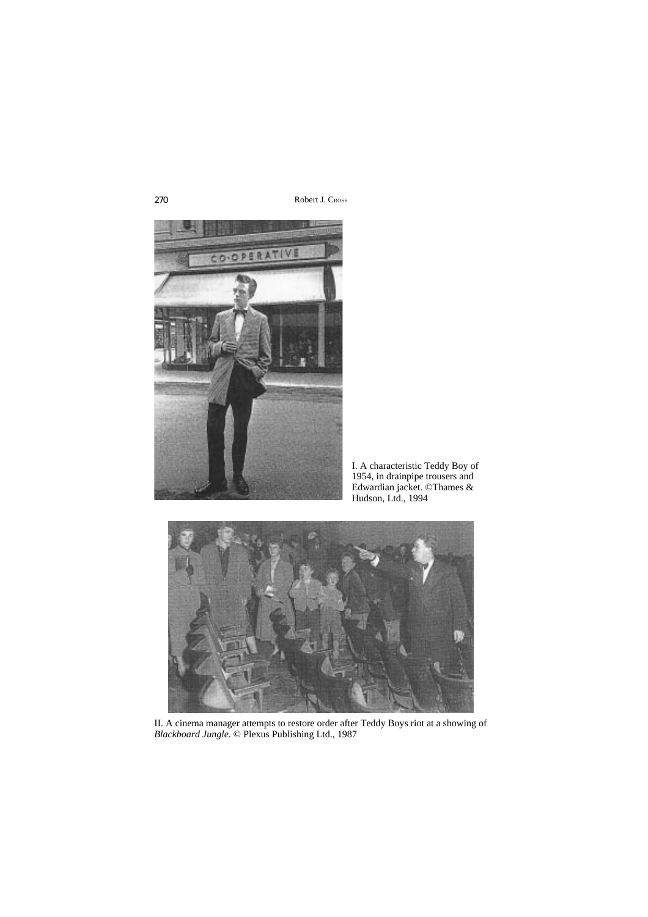I. A characteristic Teddy Boy of 1954, in drainpipe trousers and Edwardian jacket. ©Thames & Hudson, Ltd., 1994

II. A cinema manager attempts to restore order after Teddy Boys riot at a showing of *Blackboard Jungle*. © Plexus Publishing Ltd., 1987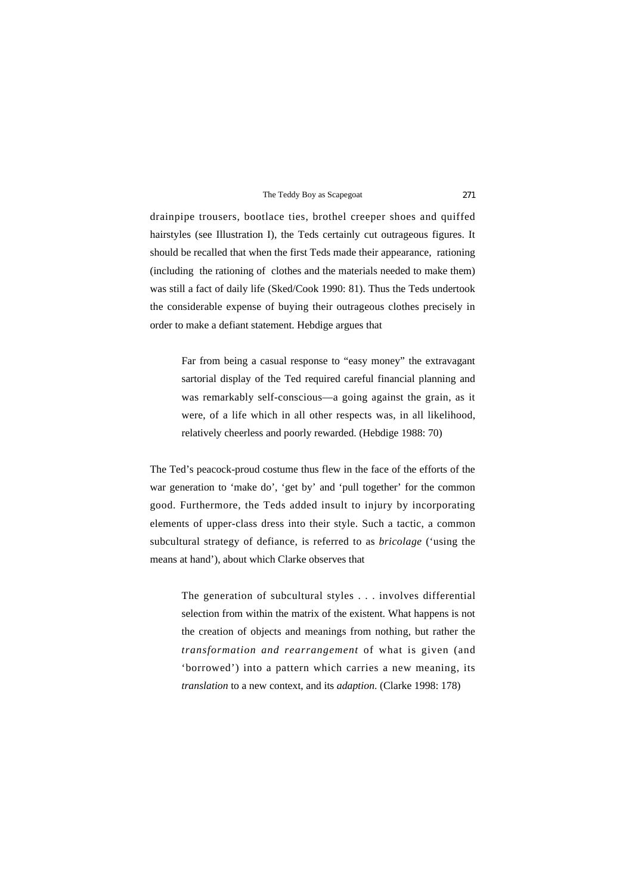drainpipe trousers, bootlace ties, brothel creeper shoes and quiffed hairstyles (see Illustration I), the Teds certainly cut outrageous figures. It should be recalled that when the first Teds made their appearance, rationing (including the rationing of clothes and the materials needed to make them) was still a fact of daily life (Sked/Cook 1990: 81). Thus the Teds undertook the considerable expense of buying their outrageous clothes precisely in order to make a defiant statement. Hebdige argues that

> Far from being a casual response to "easy money" the extravagant sartorial display of the Ted required careful financial planning and was remarkably self-conscious—a going against the grain, as it were, of a life which in all other respects was, in all likelihood, relatively cheerless and poorly rewarded. (Hebdige 1988: 70)

The Ted's peacock-proud costume thus flew in the face of the efforts of the war generation to 'make do', 'get by' and 'pull together' for the common good. Furthermore, the Teds added insult to injury by incorporating elements of upper-class dress into their style. Such a tactic, a common subcultural strategy of defiance, is referred to as *bricolage* ('using the means at hand'), about which Clarke observes that

> The generation of subcultural styles . . . involves differential selection from within the matrix of the existent. What happens is not the creation of objects and meanings from nothing, but rather the *transformation and rearrangement* of what is given (and 'borrowed') into a pattern which carries a new meaning, its *translation* to a new context, and its *adaption*. (Clarke 1998: 178)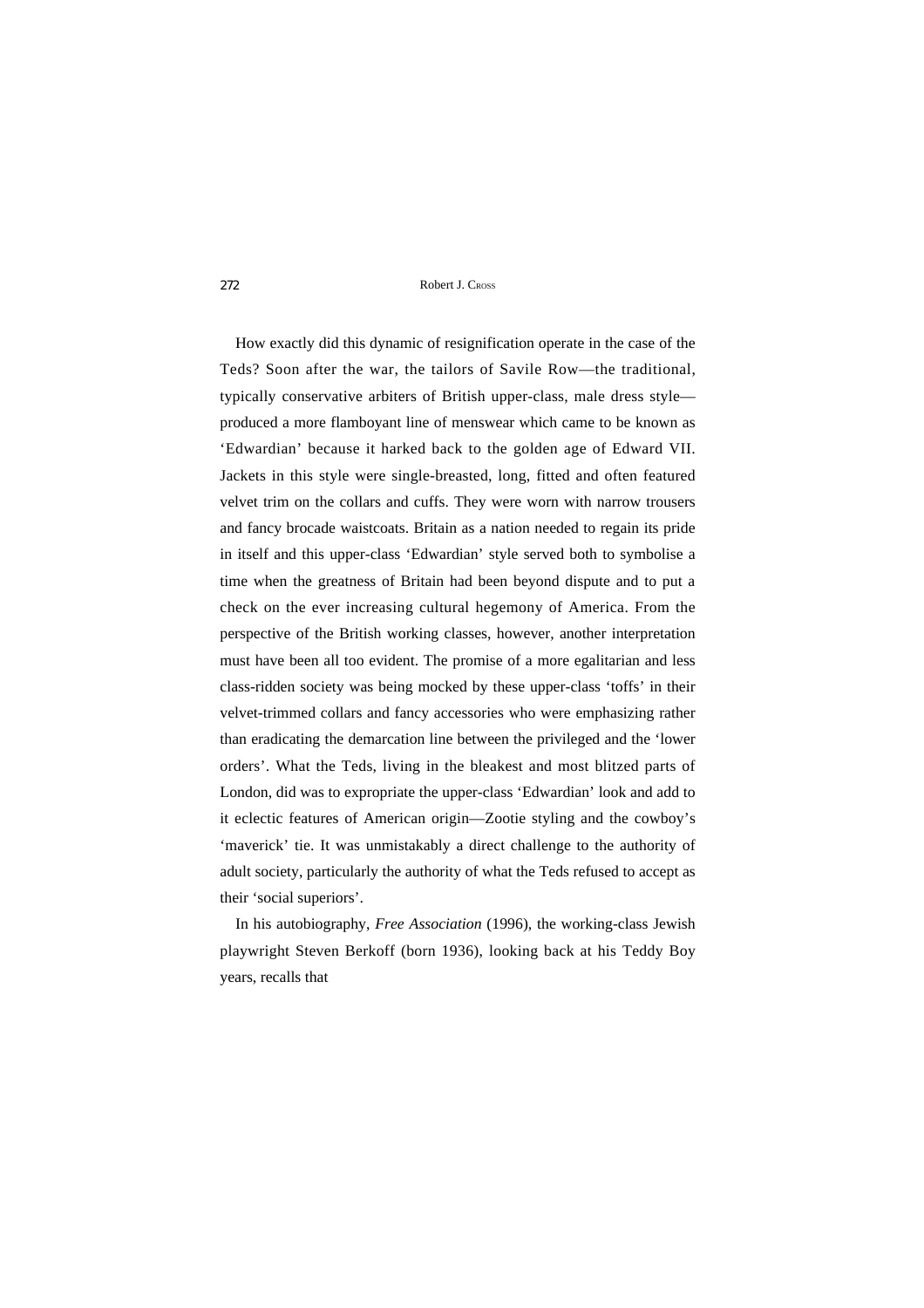How exactly did this dynamic of resignification operate in the case of the Teds? Soon after the war, the tailors of Savile Row—the traditional, typically conservative arbiters of British upper-class, male dress style—produced a more flamboyant line of menswear which came to be known as 'Edwardian' because it harked back to the golden age of Edward VII. Jackets in this style were single-breasted, long, fitted and often featured velvet trim on the collars and cuffs. They were worn with narrow trousers and fancy brocade waistcoats. Britain as a nation needed to regain its pride in itself and this upper-class 'Edwardian' style served both to symbolise a time when the greatness of Britain had been beyond dispute and to put a check on the ever increasing cultural hegemony of America. From the perspective of the British working classes, however, another interpretation must have been all too evident. The promise of a more egalitarian and less class-ridden society was being mocked by these upper-class 'toffs' in their velvet-trimmed collars and fancy accessories who were emphasizing rather than eradicating the demarcation line between the privileged and the 'lower orders'. What the Teds, living in the bleakest and most blitzed parts of London, did was to expropriate the upper-class 'Edwardian' look and add to it eclectic features of American origin—Zootie styling and the cowboy's 'maverick' tie. It was unmistakably a direct challenge to the authority of adult society, particularly the authority of what the Teds refused to accept as their 'social superiors'.

In his autobiography, *Free Association* (1996), the working-class Jewish playwright Steven Berkoff (born 1936), looking back at his Teddy Boy years, recalls that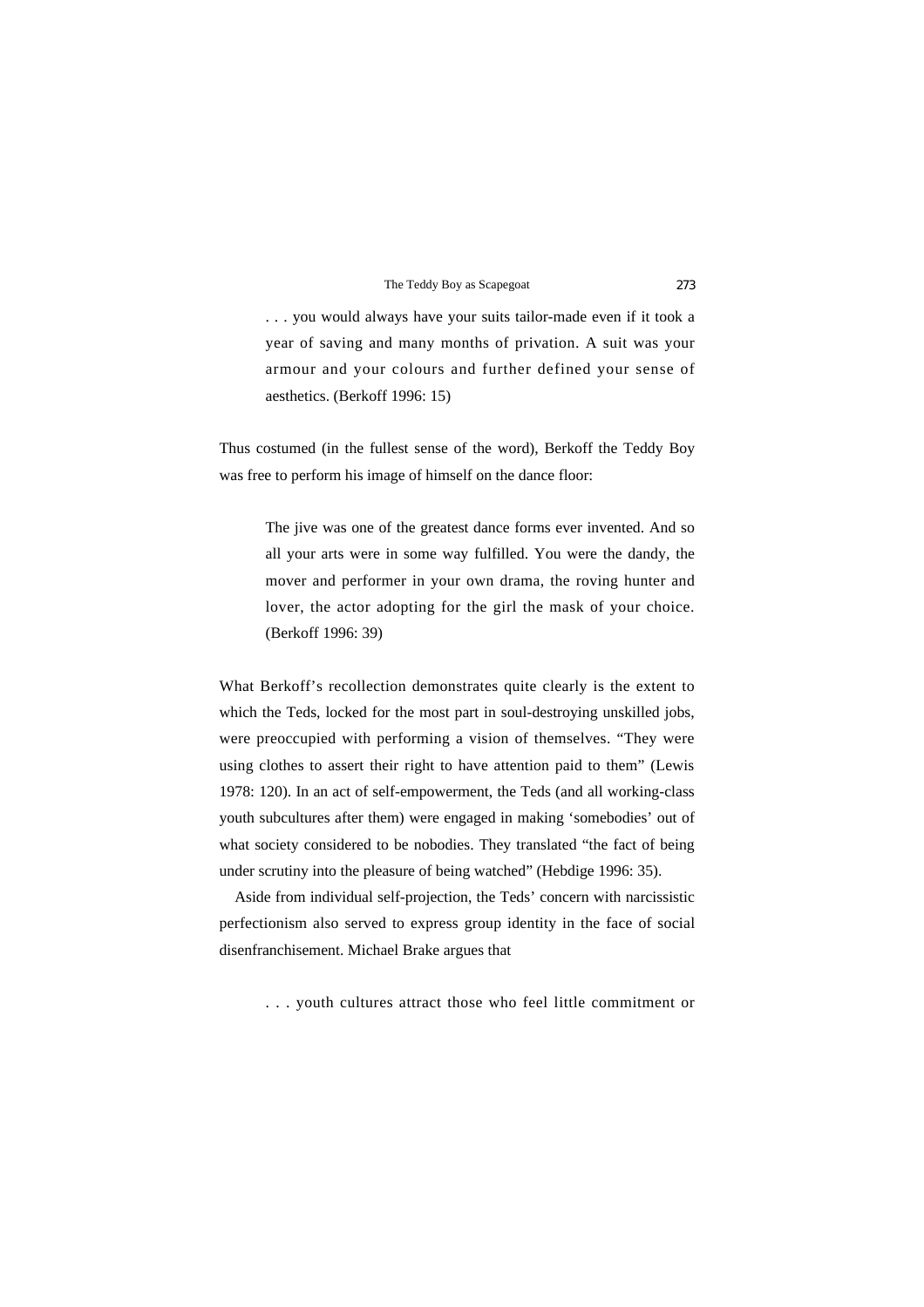> . . . you would always have your suits tailor-made even if it took a year of saving and many months of privation. A suit was your armour and your colours and further defined your sense of aesthetics. (Berkoff 1996: 15)

Thus costumed (in the fullest sense of the word), Berkoff the Teddy Boy was free to perform his image of himself on the dance floor:

> The jive was one of the greatest dance forms ever invented. And so all your arts were in some way fulfilled. You were the dandy, the mover and performer in your own drama, the roving hunter and lover, the actor adopting for the girl the mask of your choice. (Berkoff 1996: 39)

What Berkoff's recollection demonstrates quite clearly is the extent to which the Teds, locked for the most part in soul-destroying unskilled jobs, were preoccupied with performing a vision of themselves. "They were using clothes to assert their right to have attention paid to them" (Lewis 1978: 120). In an act of self-empowerment, the Teds (and all working-class youth subcultures after them) were engaged in making 'somebodies' out of what society considered to be nobodies. They translated "the fact of being under scrutiny into the pleasure of being watched" (Hebdige 1996: 35).

Aside from individual self-projection, the Teds' concern with narcissistic perfectionism also served to express group identity in the face of social disenfranchisement. Michael Brake argues that

> . . . youth cultures attract those who feel little commitment or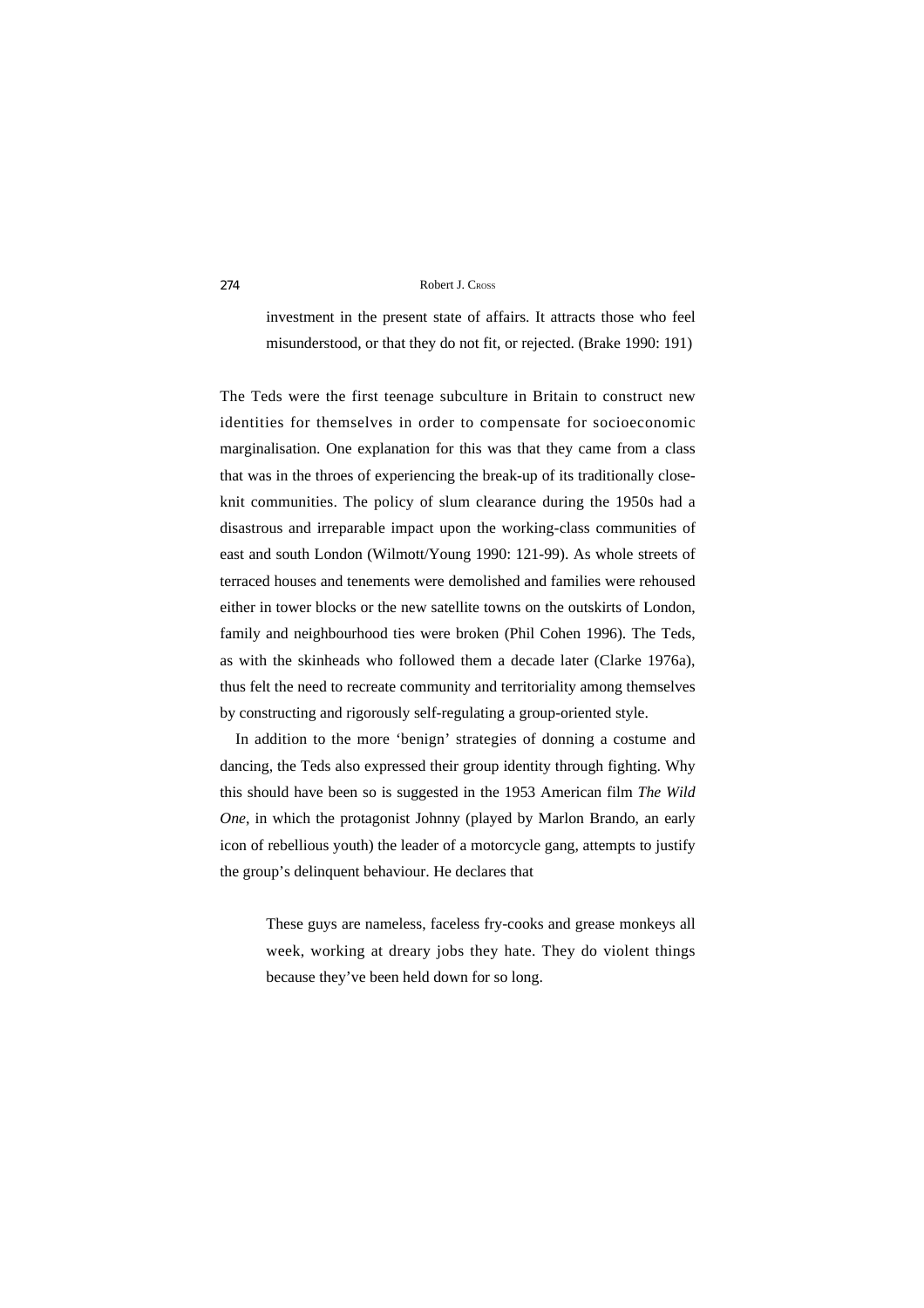> investment in the present state of affairs. It attracts those who feel misunderstood, or that they do not fit, or rejected. (Brake 1990: 191)

The Teds were the first teenage subculture in Britain to construct new identities for themselves in order to compensate for socioeconomic marginalisation. One explanation for this was that they came from a class that was in the throes of experiencing the break-up of its traditionally close-knit communities. The policy of slum clearance during the 1950s had a disastrous and irreparable impact upon the working-class communities of east and south London (Wilmott/Young 1990: 121-99). As whole streets of terraced houses and tenements were demolished and families were rehoused either in tower blocks or the new satellite towns on the outskirts of London, family and neighbourhood ties were broken (Phil Cohen 1996). The Teds, as with the skinheads who followed them a decade later (Clarke 1976a), thus felt the need to recreate community and territoriality among themselves by constructing and rigorously self-regulating a group-oriented style.

In addition to the more 'benign' strategies of donning a costume and dancing, the Teds also expressed their group identity through fighting. Why this should have been so is suggested in the 1953 American film *The Wild One*, in which the protagonist Johnny (played by Marlon Brando, an early icon of rebellious youth) the leader of a motorcycle gang, attempts to justify the group's delinquent behaviour. He declares that

> These guys are nameless, faceless fry-cooks and grease monkeys all week, working at dreary jobs they hate. They do violent things because they've been held down for so long.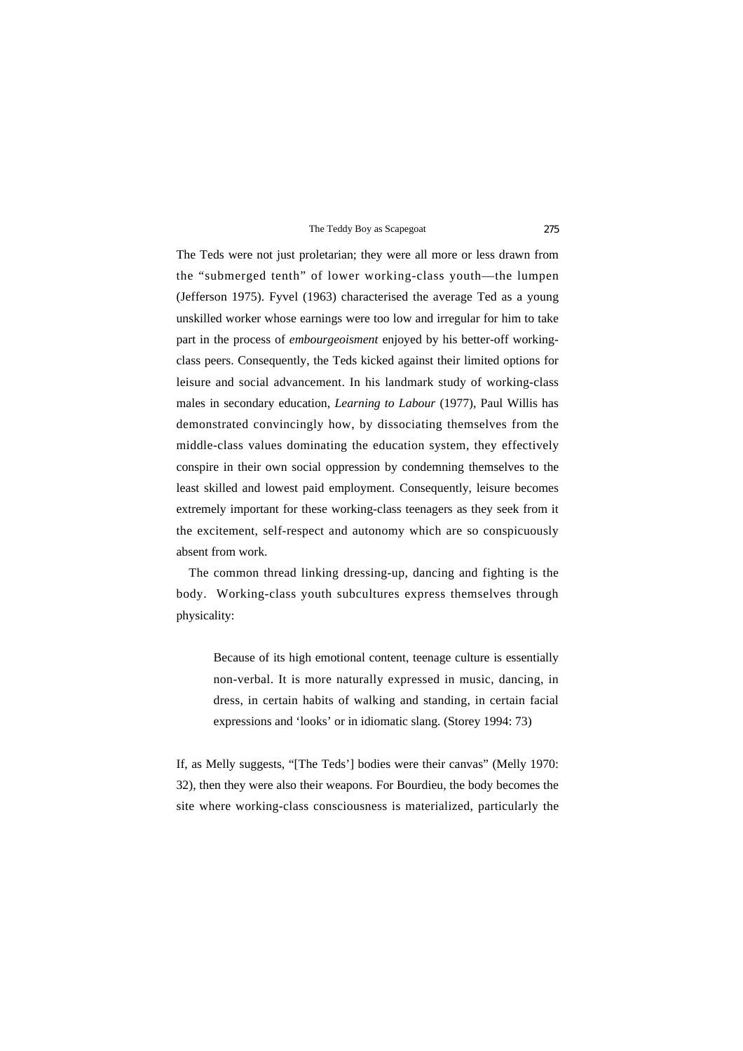The Teds were not just proletarian; they were all more or less drawn from the "submerged tenth" of lower working-class youth—the lumpen (Jefferson 1975). Fyvel (1963) characterised the average Ted as a young unskilled worker whose earnings were too low and irregular for him to take part in the process of *embourgeoisment* enjoyed by his better-off working-class peers. Consequently, the Teds kicked against their limited options for leisure and social advancement. In his landmark study of working-class males in secondary education, *Learning to Labour* (1977), Paul Willis has demonstrated convincingly how, by dissociating themselves from the middle-class values dominating the education system, they effectively conspire in their own social oppression by condemning themselves to the least skilled and lowest paid employment. Consequently, leisure becomes extremely important for these working-class teenagers as they seek from it the excitement, self-respect and autonomy which are so conspicuously absent from work.

The common thread linking dressing-up, dancing and fighting is the body. Working-class youth subcultures express themselves through physicality:

> Because of its high emotional content, teenage culture is essentially non-verbal. It is more naturally expressed in music, dancing, in dress, in certain habits of walking and standing, in certain facial expressions and 'looks' or in idiomatic slang. (Storey 1994: 73)

If, as Melly suggests, "[The Teds'] bodies were their canvas" (Melly 1970: 32), then they were also their weapons. For Bourdieu, the body becomes the site where working-class consciousness is materialized, particularly the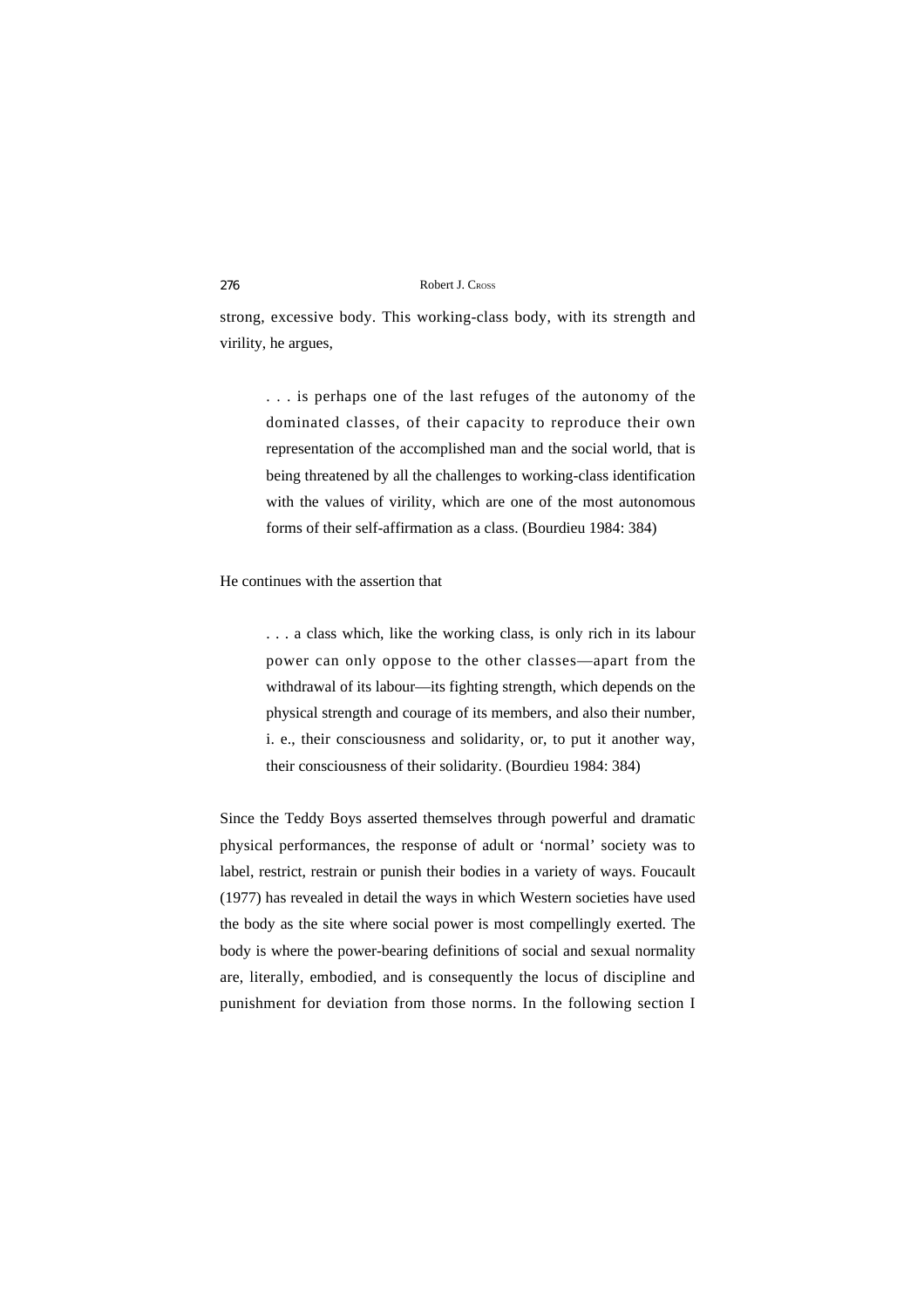strong, excessive body. This working-class body, with its strength and virility, he argues,

> . . . is perhaps one of the last refuges of the autonomy of the dominated classes, of their capacity to reproduce their own representation of the accomplished man and the social world, that is being threatened by all the challenges to working-class identification with the values of virility, which are one of the most autonomous forms of their self-affirmation as a class. (Bourdieu 1984: 384)

He continues with the assertion that

> . . . a class which, like the working class, is only rich in its labour power can only oppose to the other classes—apart from the withdrawal of its labour—its fighting strength, which depends on the physical strength and courage of its members, and also their number, i. e., their consciousness and solidarity, or, to put it another way, their consciousness of their solidarity. (Bourdieu 1984: 384)

Since the Teddy Boys asserted themselves through powerful and dramatic physical performances, the response of adult or 'normal' society was to label, restrict, restrain or punish their bodies in a variety of ways. Foucault (1977) has revealed in detail the ways in which Western societies have used the body as the site where social power is most compellingly exerted. The body is where the power-bearing definitions of social and sexual normality are, literally, embodied, and is consequently the locus of discipline and punishment for deviation from those norms. In the following section I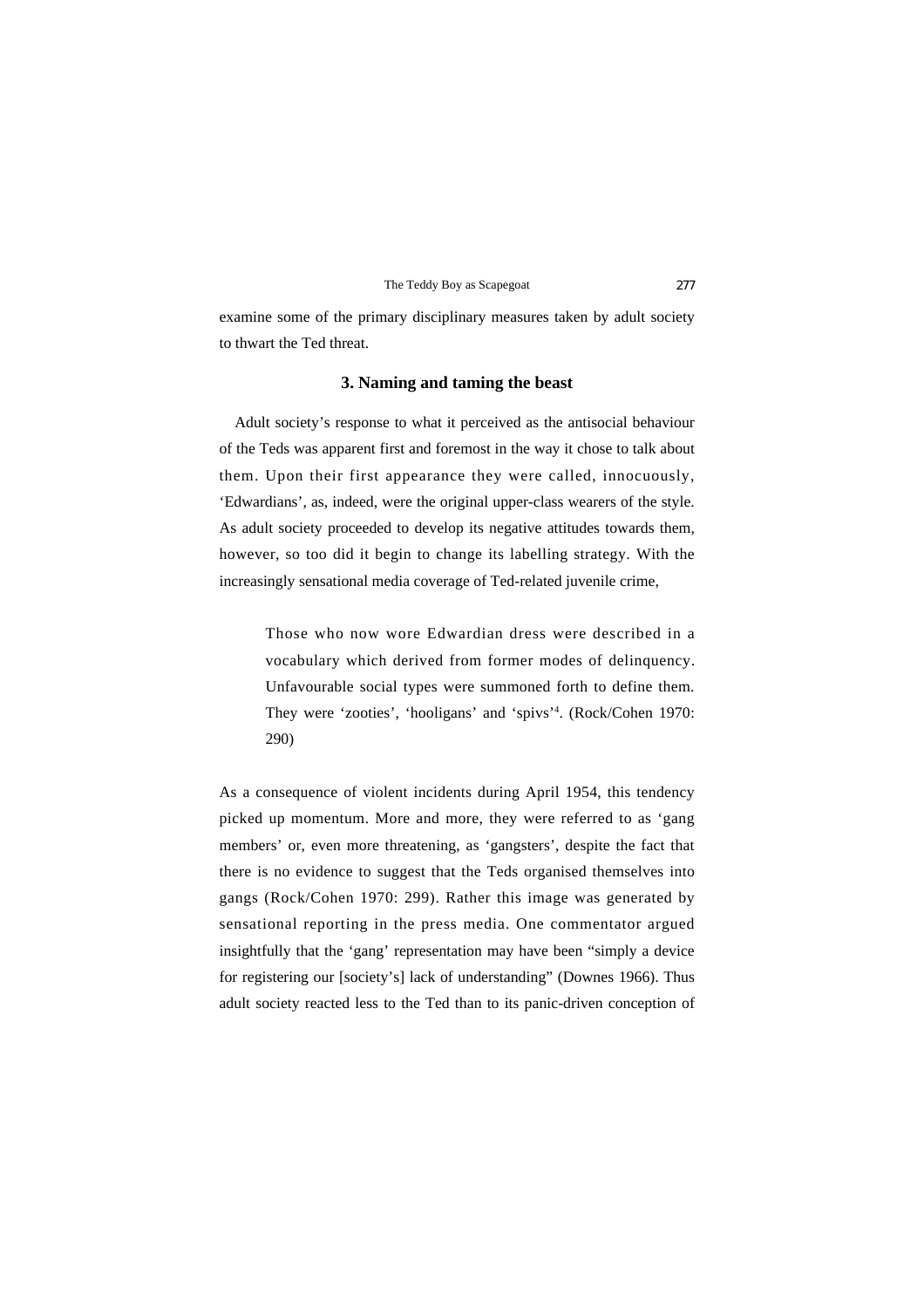examine some of the primary disciplinary measures taken by adult society to thwart the Ted threat.

### 3. Naming and taming the beast

Adult society's response to what it perceived as the antisocial behaviour of the Teds was apparent first and foremost in the way it chose to talk about them. Upon their first appearance they were called, innocuously, 'Edwardians', as, indeed, were the original upper-class wearers of the style. As adult society proceeded to develop its negative attitudes towards them, however, so too did it begin to change its labelling strategy. With the increasingly sensational media coverage of Ted-related juvenile crime,

> Those who now wore Edwardian dress were described in a vocabulary which derived from former modes of delinquency. Unfavourable social types were summoned forth to define them. They were 'zooties', 'hooligans' and 'spivs'[4]. (Rock/Cohen 1970: 290)

As a consequence of violent incidents during April 1954, this tendency picked up momentum. More and more, they were referred to as 'gang members' or, even more threatening, as 'gangsters', despite the fact that there is no evidence to suggest that the Teds organised themselves into gangs (Rock/Cohen 1970: 299). Rather this image was generated by sensational reporting in the press media. One commentator argued insightfully that the 'gang' representation may have been "simply a device for registering our [society's] lack of understanding" (Downes 1966). Thus adult society reacted less to the Ted than to its panic-driven conception of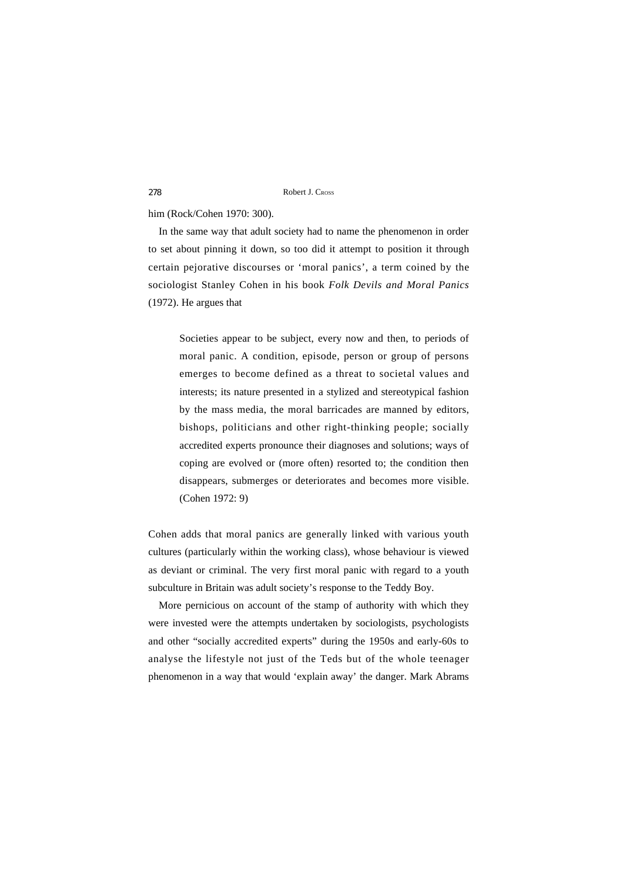him (Rock/Cohen 1970: 300).

In the same way that adult society had to name the phenomenon in order to set about pinning it down, so too did it attempt to position it through certain pejorative discourses or 'moral panics', a term coined by the sociologist Stanley Cohen in his book *Folk Devils and Moral Panics* (1972). He argues that

> Societies appear to be subject, every now and then, to periods of moral panic. A condition, episode, person or group of persons emerges to become defined as a threat to societal values and interests; its nature presented in a stylized and stereotypical fashion by the mass media, the moral barricades are manned by editors, bishops, politicians and other right-thinking people; socially accredited experts pronounce their diagnoses and solutions; ways of coping are evolved or (more often) resorted to; the condition then disappears, submerges or deteriorates and becomes more visible. (Cohen 1972: 9)

Cohen adds that moral panics are generally linked with various youth cultures (particularly within the working class), whose behaviour is viewed as deviant or criminal. The very first moral panic with regard to a youth subculture in Britain was adult society's response to the Teddy Boy.

More pernicious on account of the stamp of authority with which they were invested were the attempts undertaken by sociologists, psychologists and other "socially accredited experts" during the 1950s and early-60s to analyse the lifestyle not just of the Teds but of the whole teenager phenomenon in a way that would 'explain away' the danger. Mark Abrams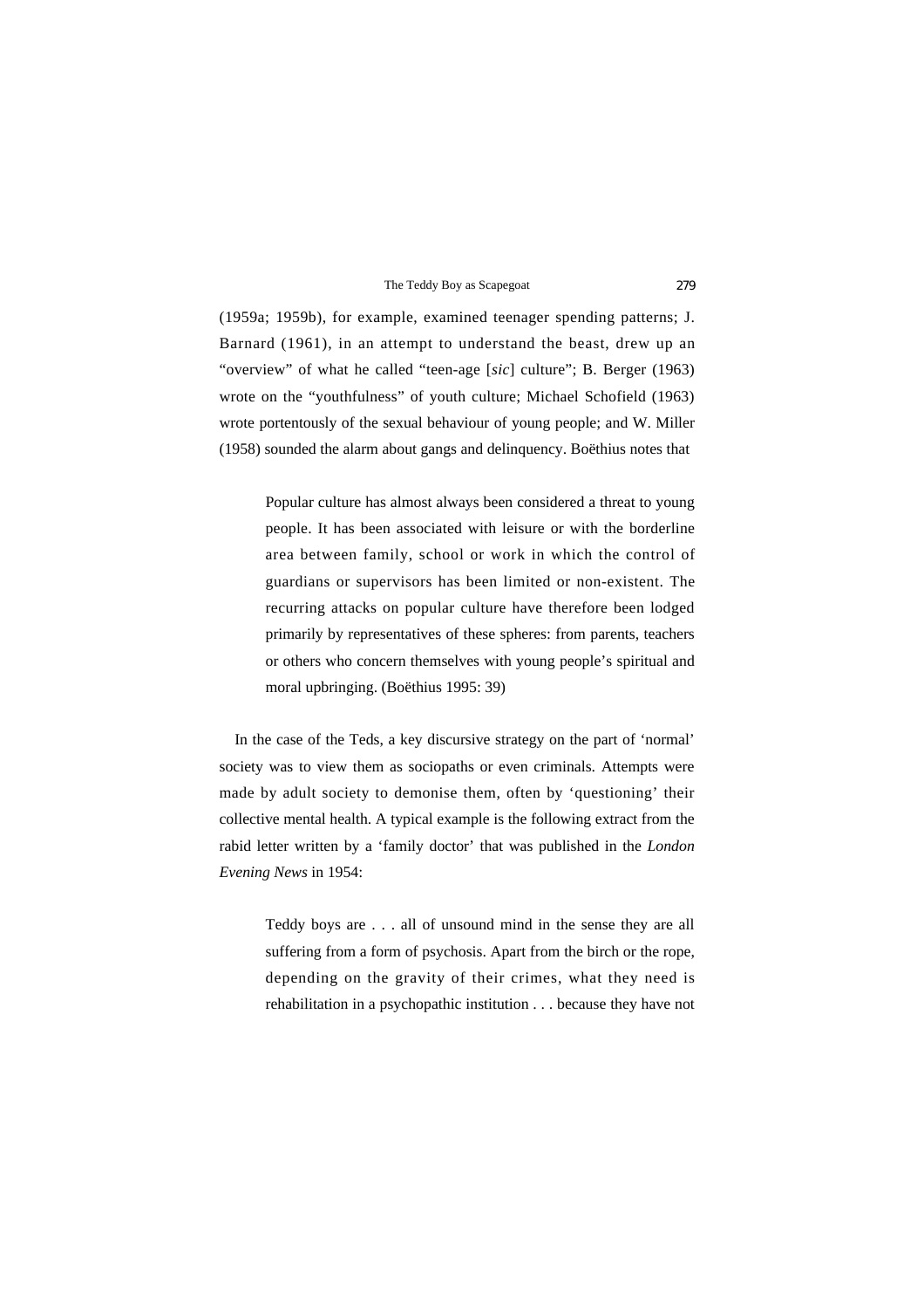(1959a; 1959b), for example, examined teenager spending patterns; J. Barnard (1961), in an attempt to understand the beast, drew up an "overview" of what he called "teen-age [*sic*] culture"; B. Berger (1963) wrote on the "youthfulness" of youth culture; Michael Schofield (1963) wrote portentously of the sexual behaviour of young people; and W. Miller (1958) sounded the alarm about gangs and delinquency. Boëthius notes that

> Popular culture has almost always been considered a threat to young people. It has been associated with leisure or with the borderline area between family, school or work in which the control of guardians or supervisors has been limited or non-existent. The recurring attacks on popular culture have therefore been lodged primarily by representatives of these spheres: from parents, teachers or others who concern themselves with young people's spiritual and moral upbringing. (Boëthius 1995: 39)

In the case of the Teds, a key discursive strategy on the part of 'normal' society was to view them as sociopaths or even criminals. Attempts were made by adult society to demonise them, often by 'questioning' their collective mental health. A typical example is the following extract from the rabid letter written by a 'family doctor' that was published in the *London Evening News* in 1954:

> Teddy boys are . . . all of unsound mind in the sense they are all suffering from a form of psychosis. Apart from the birch or the rope, depending on the gravity of their crimes, what they need is rehabilitation in a psychopathic institution . . . because they have not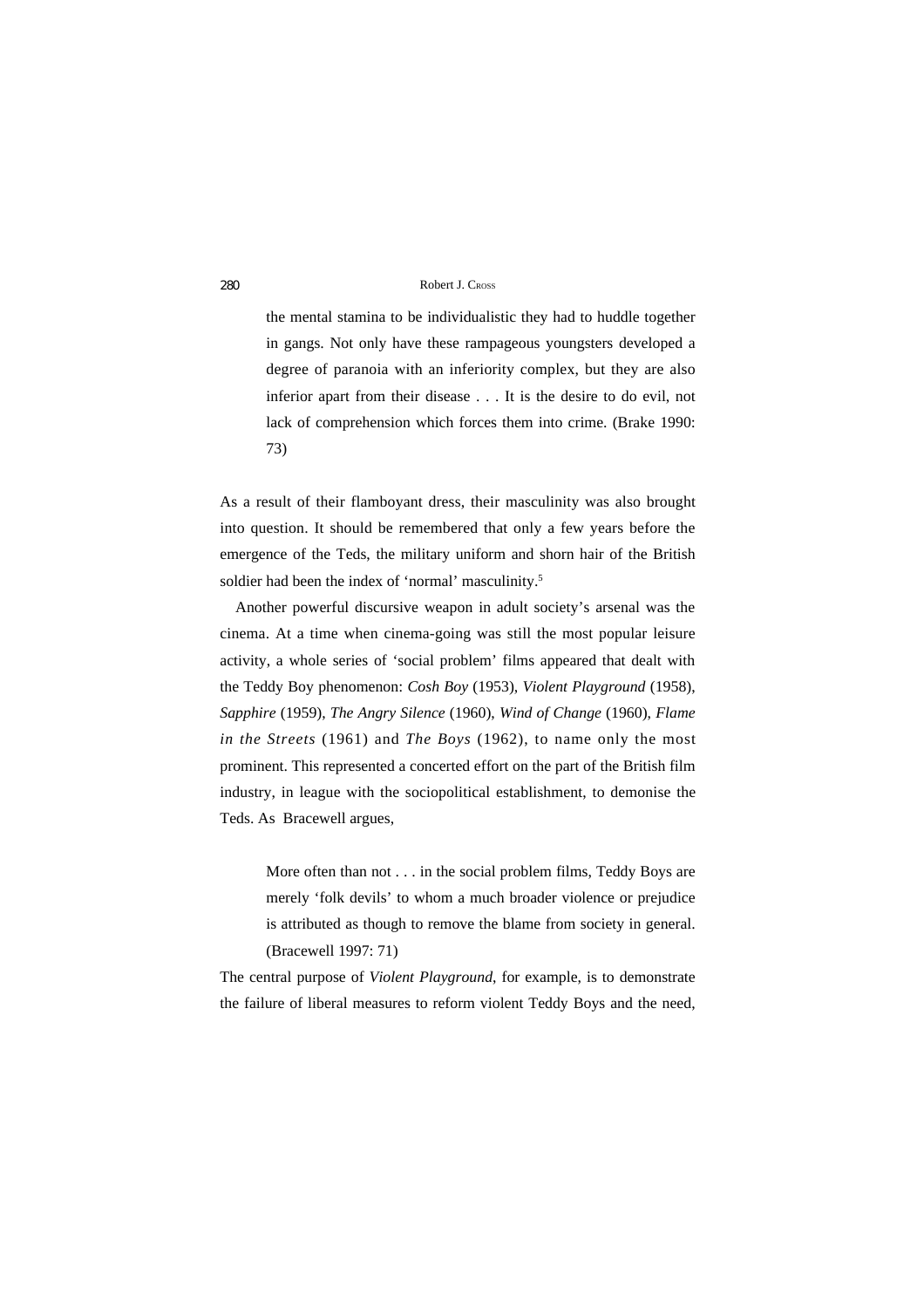> the mental stamina to be individualistic they had to huddle together in gangs. Not only have these rampageous youngsters developed a degree of paranoia with an inferiority complex, but they are also inferior apart from their disease . . . It is the desire to do evil, not lack of comprehension which forces them into crime. (Brake 1990: 73)

As a result of their flamboyant dress, their masculinity was also brought into question. It should be remembered that only a few years before the emergence of the Teds, the military uniform and shorn hair of the British soldier had been the index of 'normal' masculinity.[5]

Another powerful discursive weapon in adult society's arsenal was the cinema. At a time when cinema-going was still the most popular leisure activity, a whole series of 'social problem' films appeared that dealt with the Teddy Boy phenomenon: *Cosh Boy* (1953), *Violent Playground* (1958), *Sapphire* (1959), *The Angry Silence* (1960), *Wind of Change* (1960), *Flame in the Streets* (1961) and *The Boys* (1962), to name only the most prominent. This represented a concerted effort on the part of the British film industry, in league with the sociopolitical establishment, to demonise the Teds. As Bracewell argues,

> More often than not . . . in the social problem films, Teddy Boys are merely 'folk devils' to whom a much broader violence or prejudice is attributed as though to remove the blame from society in general. (Bracewell 1997: 71)

The central purpose of *Violent Playground*, for example, is to demonstrate the failure of liberal measures to reform violent Teddy Boys and the need,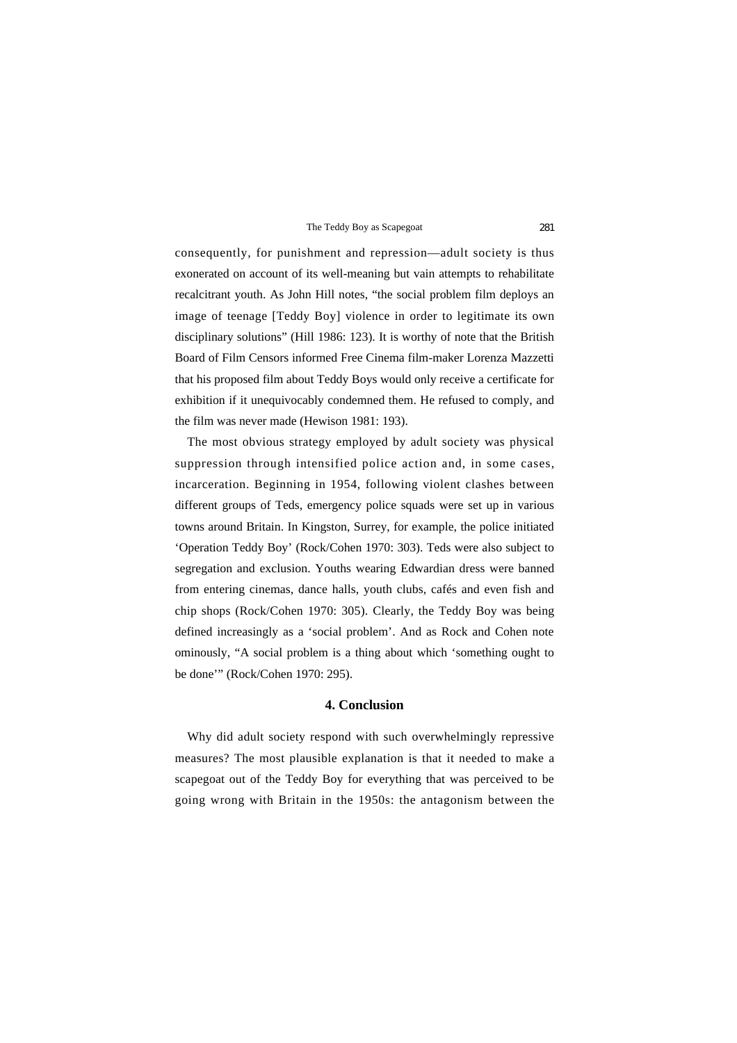consequently, for punishment and repression—adult society is thus exonerated on account of its well-meaning but vain attempts to rehabilitate recalcitrant youth. As John Hill notes, "the social problem film deploys an image of teenage [Teddy Boy] violence in order to legitimate its own disciplinary solutions" (Hill 1986: 123). It is worthy of note that the British Board of Film Censors informed Free Cinema film-maker Lorenza Mazzetti that his proposed film about Teddy Boys would only receive a certificate for exhibition if it unequivocably condemned them. He refused to comply, and the film was never made (Hewison 1981: 193).

The most obvious strategy employed by adult society was physical suppression through intensified police action and, in some cases, incarceration. Beginning in 1954, following violent clashes between different groups of Teds, emergency police squads were set up in various towns around Britain. In Kingston, Surrey, for example, the police initiated 'Operation Teddy Boy' (Rock/Cohen 1970: 303). Teds were also subject to segregation and exclusion. Youths wearing Edwardian dress were banned from entering cinemas, dance halls, youth clubs, cafés and even fish and chip shops (Rock/Cohen 1970: 305). Clearly, the Teddy Boy was being defined increasingly as a 'social problem'. And as Rock and Cohen note ominously, "A social problem is a thing about which 'something ought to be done'" (Rock/Cohen 1970: 295).

## 4. Conclusion

Why did adult society respond with such overwhelmingly repressive measures? The most plausible explanation is that it needed to make a scapegoat out of the Teddy Boy for everything that was perceived to be going wrong with Britain in the 1950s: the antagonism between the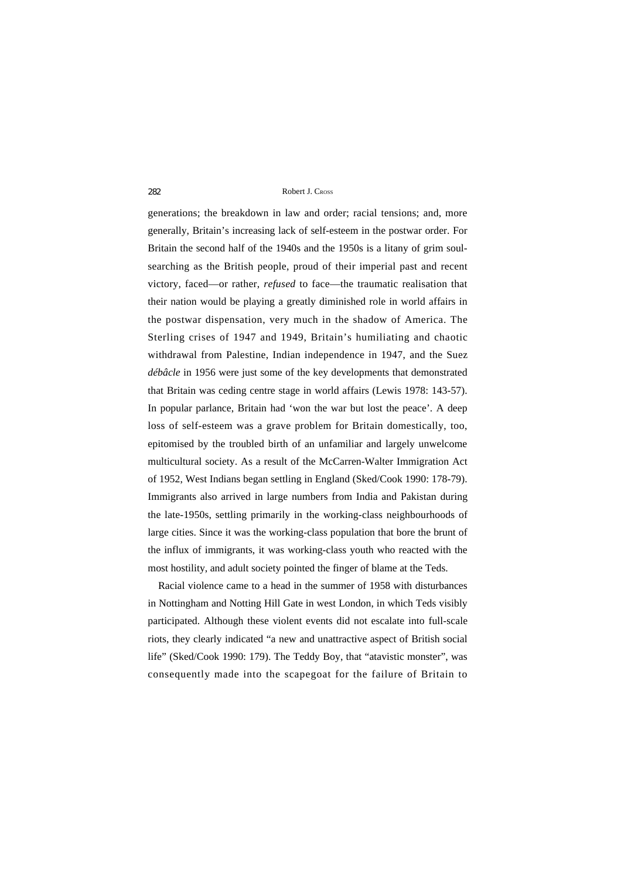generations; the breakdown in law and order; racial tensions; and, more generally, Britain's increasing lack of self-esteem in the postwar order. For Britain the second half of the 1940s and the 1950s is a litany of grim soul-searching as the British people, proud of their imperial past and recent victory, faced—or rather, *refused* to face—the traumatic realisation that their nation would be playing a greatly diminished role in world affairs in the postwar dispensation, very much in the shadow of America. The Sterling crises of 1947 and 1949, Britain's humiliating and chaotic withdrawal from Palestine, Indian independence in 1947, and the Suez *débâcle* in 1956 were just some of the key developments that demonstrated that Britain was ceding centre stage in world affairs (Lewis 1978: 143-57). In popular parlance, Britain had 'won the war but lost the peace'. A deep loss of self-esteem was a grave problem for Britain domestically, too, epitomised by the troubled birth of an unfamiliar and largely unwelcome multicultural society. As a result of the McCarren-Walter Immigration Act of 1952, West Indians began settling in England (Sked/Cook 1990: 178-79). Immigrants also arrived in large numbers from India and Pakistan during the late-1950s, settling primarily in the working-class neighbourhoods of large cities. Since it was the working-class population that bore the brunt of the influx of immigrants, it was working-class youth who reacted with the most hostility, and adult society pointed the finger of blame at the Teds.

Racial violence came to a head in the summer of 1958 with disturbances in Nottingham and Notting Hill Gate in west London, in which Teds visibly participated. Although these violent events did not escalate into full-scale riots, they clearly indicated "a new and unattractive aspect of British social life" (Sked/Cook 1990: 179). The Teddy Boy, that "atavistic monster", was consequently made into the scapegoat for the failure of Britain to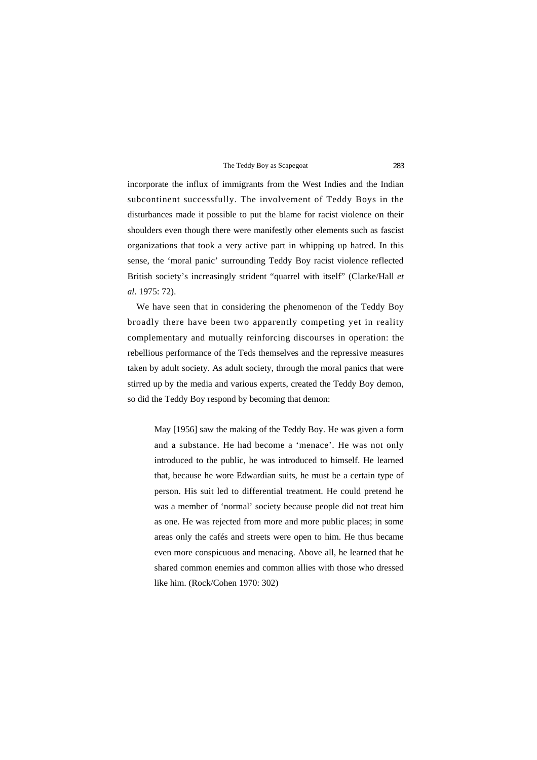incorporate the influx of immigrants from the West Indies and the Indian subcontinent successfully. The involvement of Teddy Boys in the disturbances made it possible to put the blame for racist violence on their shoulders even though there were manifestly other elements such as fascist organizations that took a very active part in whipping up hatred. In this sense, the 'moral panic' surrounding Teddy Boy racist violence reflected British society's increasingly strident "quarrel with itself" (Clarke/Hall *et al*. 1975: 72).

We have seen that in considering the phenomenon of the Teddy Boy broadly there have been two apparently competing yet in reality complementary and mutually reinforcing discourses in operation: the rebellious performance of the Teds themselves and the repressive measures taken by adult society. As adult society, through the moral panics that were stirred up by the media and various experts, created the Teddy Boy demon, so did the Teddy Boy respond by becoming that demon:

> May [1956] saw the making of the Teddy Boy. He was given a form and a substance. He had become a 'menace'. He was not only introduced to the public, he was introduced to himself. He learned that, because he wore Edwardian suits, he must be a certain type of person. His suit led to differential treatment. He could pretend he was a member of 'normal' society because people did not treat him as one. He was rejected from more and more public places; in some areas only the cafés and streets were open to him. He thus became even more conspicuous and menacing. Above all, he learned that he shared common enemies and common allies with those who dressed like him. (Rock/Cohen 1970: 302)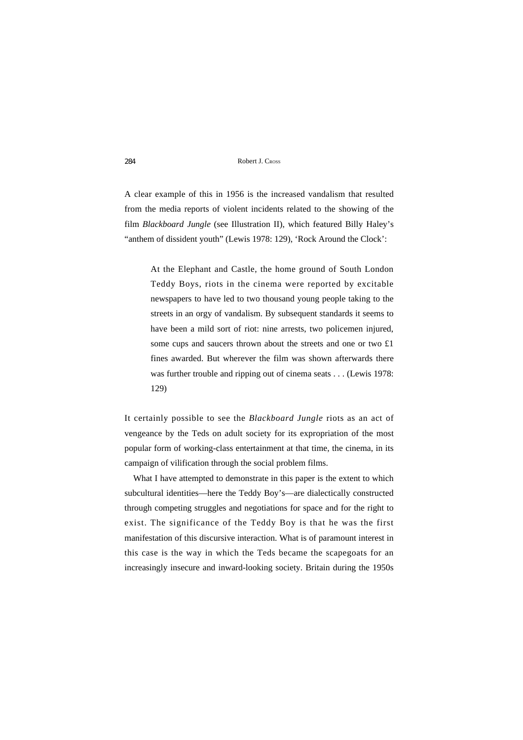A clear example of this in 1956 is the increased vandalism that resulted from the media reports of violent incidents related to the showing of the film *Blackboard Jungle* (see Illustration II), which featured Billy Haley's "anthem of dissident youth" (Lewis 1978: 129), 'Rock Around the Clock':

> At the Elephant and Castle, the home ground of South London Teddy Boys, riots in the cinema were reported by excitable newspapers to have led to two thousand young people taking to the streets in an orgy of vandalism. By subsequent standards it seems to have been a mild sort of riot: nine arrests, two policemen injured, some cups and saucers thrown about the streets and one or two £1 fines awarded. But wherever the film was shown afterwards there was further trouble and ripping out of cinema seats . . . (Lewis 1978: 129)

It certainly possible to see the *Blackboard Jungle* riots as an act of vengeance by the Teds on adult society for its expropriation of the most popular form of working-class entertainment at that time, the cinema, in its campaign of vilification through the social problem films.

What I have attempted to demonstrate in this paper is the extent to which subcultural identities—here the Teddy Boy's—are dialectically constructed through competing struggles and negotiations for space and for the right to exist. The significance of the Teddy Boy is that he was the first manifestation of this discursive interaction. What is of paramount interest in this case is the way in which the Teds became the scapegoats for an increasingly insecure and inward-looking society. Britain during the 1950s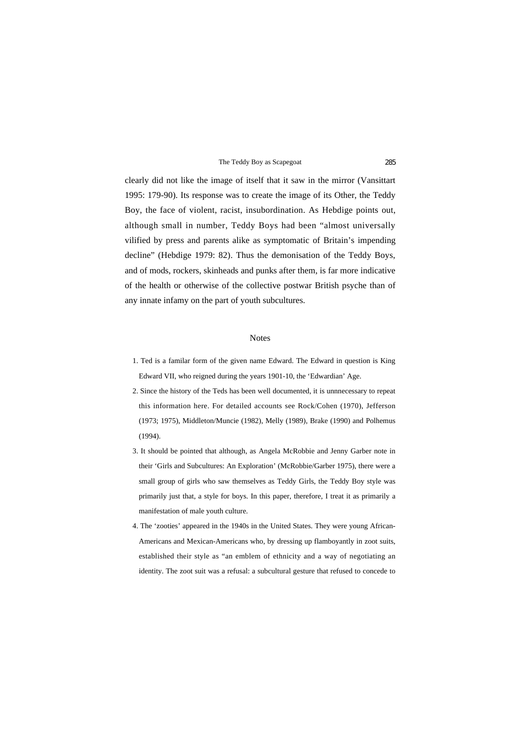clearly did not like the image of itself that it saw in the mirror (Vansittart 1995: 179-90). Its response was to create the image of its Other, the Teddy Boy, the face of violent, racist, insubordination. As Hebdige points out, although small in number, Teddy Boys had been "almost universally vilified by press and parents alike as symptomatic of Britain's impending decline" (Hebdige 1979: 82). Thus the demonisation of the Teddy Boys, and of mods, rockers, skinheads and punks after them, is far more indicative of the health or otherwise of the collective postwar British psyche than of any innate infamy on the part of youth subcultures.

## Notes

1. Ted is a familar form of the given name Edward. The Edward in question is King Edward VII, who reigned during the years 1901-10, the 'Edwardian' Age.
2. Since the history of the Teds has been well documented, it is unnnecessary to repeat this information here. For detailed accounts see Rock/Cohen (1970), Jefferson (1973; 1975), Middleton/Muncie (1982), Melly (1989), Brake (1990) and Polhemus (1994).
3. It should be pointed that although, as Angela McRobbie and Jenny Garber note in their 'Girls and Subcultures: An Exploration' (McRobbie/Garber 1975), there were a small group of girls who saw themselves as Teddy Girls, the Teddy Boy style was primarily just that, a style for boys. In this paper, therefore, I treat it as primarily a manifestation of male youth culture.
4. The 'zooties' appeared in the 1940s in the United States. They were young African-Americans and Mexican-Americans who, by dressing up flamboyantly in zoot suits, established their style as "an emblem of ethnicity and a way of negotiating an identity. The zoot suit was a refusal: a subcultural gesture that refused to concede to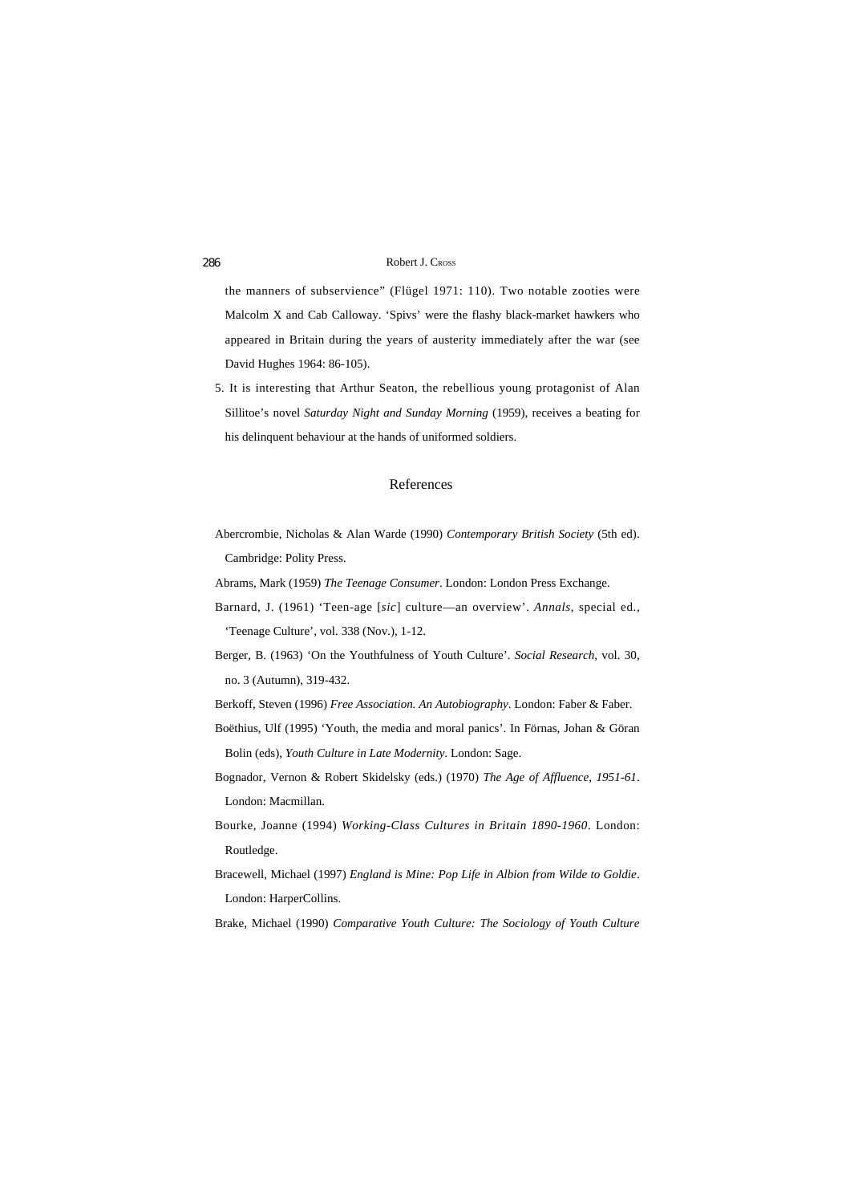the manners of subservience" (Flügel 1971: 110). Two notable zooties were Malcolm X and Cab Calloway. 'Spivs' were the flashy black-market hawkers who appeared in Britain during the years of austerity immediately after the war (see David Hughes 1964: 86-105).

5. It is interesting that Arthur Seaton, the rebellious young protagonist of Alan Sillitoe's novel *Saturday Night and Sunday Morning* (1959), receives a beating for his delinquent behaviour at the hands of uniformed soldiers.

## References

Abercrombie, Nicholas & Alan Warde (1990) *Contemporary British Society* (5th ed). Cambridge: Polity Press.

Abrams, Mark (1959) *The Teenage Consumer*. London: London Press Exchange.

Barnard, J. (1961) 'Teen-age [*sic*] culture—an overview'. *Annals*, special ed., 'Teenage Culture', vol. 338 (Nov.), 1-12.

Berger, B. (1963) 'On the Youthfulness of Youth Culture'. *Social Research*, vol. 30, no. 3 (Autumn), 319-432.

Berkoff, Steven (1996) *Free Association. An Autobiography*. London: Faber & Faber.

Boëthius, Ulf (1995) 'Youth, the media and moral panics'. In Förnas, Johan & Göran Bolin (eds), *Youth Culture in Late Modernity*. London: Sage.

Bognador, Vernon & Robert Skidelsky (eds.) (1970) *The Age of Affluence, 1951-61*. London: Macmillan.

Bourke, Joanne (1994) *Working-Class Cultures in Britain 1890-1960*. London: Routledge.

Bracewell, Michael (1997) *England is Mine: Pop Life in Albion from Wilde to Goldie*. London: HarperCollins.

Brake, Michael (1990) *Comparative Youth Culture: The Sociology of Youth Culture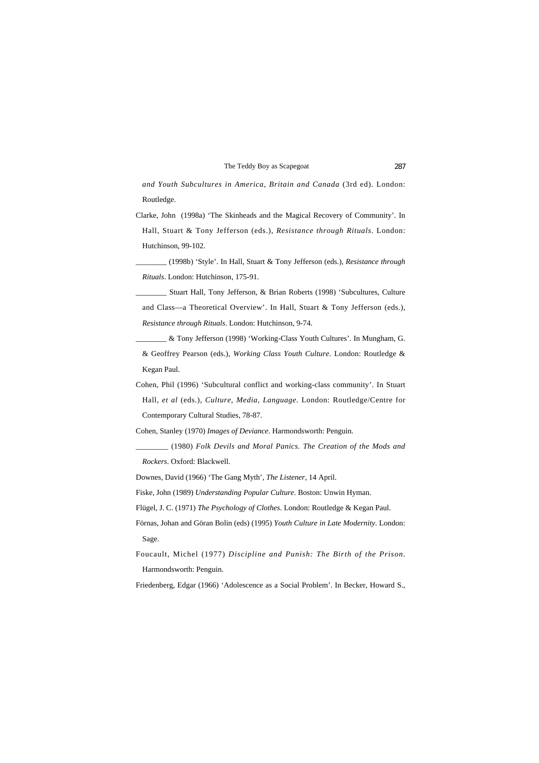*and Youth Subcultures in America, Britain and Canada* (3rd ed). London: Routledge.

Clarke, John (1998a) 'The Skinheads and the Magical Recovery of Community'. In Hall, Stuart & Tony Jefferson (eds.), *Resistance through Rituals*. London: Hutchinson, 99-102.

________ (1998b) 'Style'. In Hall, Stuart & Tony Jefferson (eds.), *Resistance through Rituals*. London: Hutchinson, 175-91.

________ Stuart Hall, Tony Jefferson, & Brian Roberts (1998) 'Subcultures, Culture and Class—a Theoretical Overview'. In Hall, Stuart & Tony Jefferson (eds.), *Resistance through Rituals*. London: Hutchinson, 9-74.

________ & Tony Jefferson (1998) 'Working-Class Youth Cultures'. In Mungham, G. & Geoffrey Pearson (eds.), *Working Class Youth Culture*. London: Routledge & Kegan Paul.

Cohen, Phil (1996) 'Subcultural conflict and working-class community'. In Stuart Hall, *et al* (eds.), *Culture, Media, Language*. London: Routledge/Centre for Contemporary Cultural Studies, 78-87.

Cohen, Stanley (1970) *Images of Deviance*. Harmondsworth: Penguin.

________ (1980) *Folk Devils and Moral Panics. The Creation of the Mods and Rockers*. Oxford: Blackwell.

Downes, David (1966) 'The Gang Myth', *The Listener*, 14 April.

Fiske, John (1989) *Understanding Popular Culture*. Boston: Unwin Hyman.

Flügel, J. C. (1971) *The Psychology of Clothes*. London: Routledge & Kegan Paul.

Förnas, Johan and Göran Bolin (eds) (1995) *Youth Culture in Late Modernity*. London: Sage.

Foucault, Michel (1977) *Discipline and Punish: The Birth of the Prison*. Harmondsworth: Penguin.

Friedenberg, Edgar (1966) 'Adolescence as a Social Problem'. In Becker, Howard S.,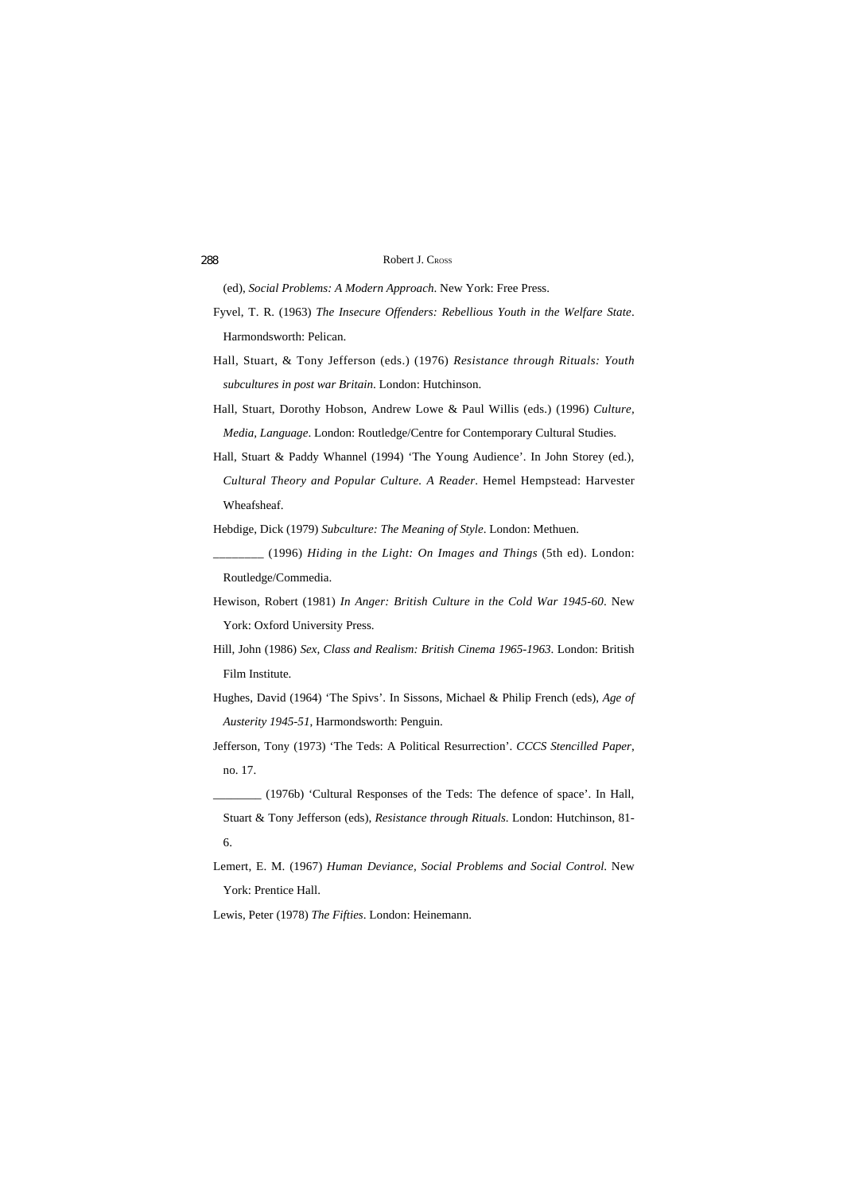(ed), *Social Problems: A Modern Approach*. New York: Free Press.

Fyvel, T. R. (1963) *The Insecure Offenders: Rebellious Youth in the Welfare State*. Harmondsworth: Pelican.

Hall, Stuart, & Tony Jefferson (eds.) (1976) *Resistance through Rituals: Youth subcultures in post war Britain*. London: Hutchinson.

Hall, Stuart, Dorothy Hobson, Andrew Lowe & Paul Willis (eds.) (1996) *Culture, Media, Language*. London: Routledge/Centre for Contemporary Cultural Studies.

Hall, Stuart & Paddy Whannel (1994) 'The Young Audience'. In John Storey (ed.), *Cultural Theory and Popular Culture. A Reader*. Hemel Hempstead: Harvester Wheafsheaf.

Hebdige, Dick (1979) *Subculture: The Meaning of Style*. London: Methuen.

________ (1996) *Hiding in the Light: On Images and Things* (5th ed). London: Routledge/Commedia.

Hewison, Robert (1981) *In Anger: British Culture in the Cold War 1945-60*. New York: Oxford University Press.

Hill, John (1986) *Sex, Class and Realism: British Cinema 1965-1963*. London: British Film Institute.

Hughes, David (1964) 'The Spivs'. In Sissons, Michael & Philip French (eds), *Age of Austerity 1945-51*, Harmondsworth: Penguin.

Jefferson, Tony (1973) 'The Teds: A Political Resurrection'. *CCCS Stencilled Paper*, no. 17.

________ (1976b) 'Cultural Responses of the Teds: The defence of space'. In Hall, Stuart & Tony Jefferson (eds), *Resistance through Rituals*. London: Hutchinson, 81-6.

Lemert, E. M. (1967) *Human Deviance, Social Problems and Social Control*. New York: Prentice Hall.

Lewis, Peter (1978) *The Fifties*. London: Heinemann.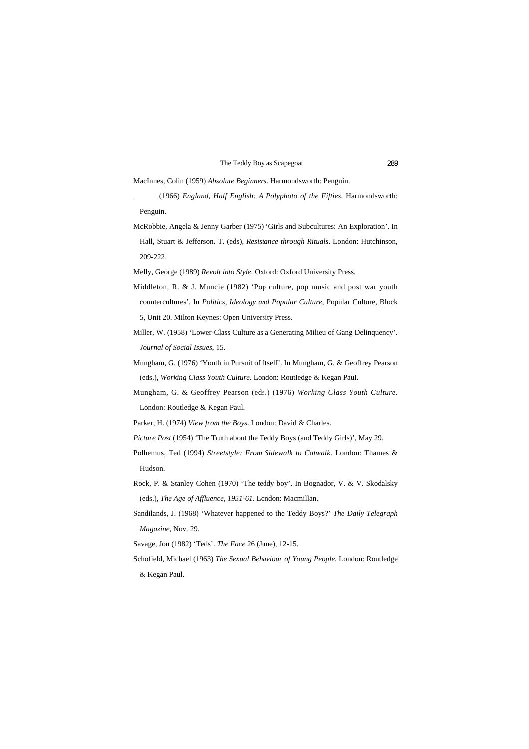MacInnes, Colin (1959) *Absolute Beginners*. Harmondsworth: Penguin.

______ (1966) *England, Half English: A Polyphoto of the Fifties*. Harmondsworth: Penguin.

McRobbie, Angela & Jenny Garber (1975) 'Girls and Subcultures: An Exploration'. In Hall, Stuart & Jefferson. T. (eds), *Resistance through Rituals*. London: Hutchinson, 209-222.

Melly, George (1989) *Revolt into Style*. Oxford: Oxford University Press.

Middleton, R. & J. Muncie (1982) 'Pop culture, pop music and post war youth countercultures'. In *Politics, Ideology and Popular Culture*, Popular Culture, Block 5, Unit 20. Milton Keynes: Open University Press.

Miller, W. (1958) 'Lower-Class Culture as a Generating Milieu of Gang Delinquency'. *Journal of Social Issues*, 15.

Mungham, G. (1976) 'Youth in Pursuit of Itself'. In Mungham, G. & Geoffrey Pearson (eds.), *Working Class Youth Culture*. London: Routledge & Kegan Paul.

Mungham, G. & Geoffrey Pearson (eds.) (1976) *Working Class Youth Culture*. London: Routledge & Kegan Paul.

Parker, H. (1974) *View from the Boys*. London: David & Charles.

*Picture Post* (1954) 'The Truth about the Teddy Boys (and Teddy Girls)', May 29.

Polhemus, Ted (1994) *Streetstyle: From Sidewalk to Catwalk*. London: Thames & Hudson.

Rock, P. & Stanley Cohen (1970) 'The teddy boy'. In Bognador, V. & V. Skodalsky (eds.), *The Age of Affluence, 1951-61*. London: Macmillan.

Sandilands, J. (1968) 'Whatever happened to the Teddy Boys?' *The Daily Telegraph Magazine*, Nov. 29.

Savage, Jon (1982) 'Teds'. *The Face* 26 (June), 12-15.

Schofield, Michael (1963) *The Sexual Behaviour of Young People*. London: Routledge & Kegan Paul.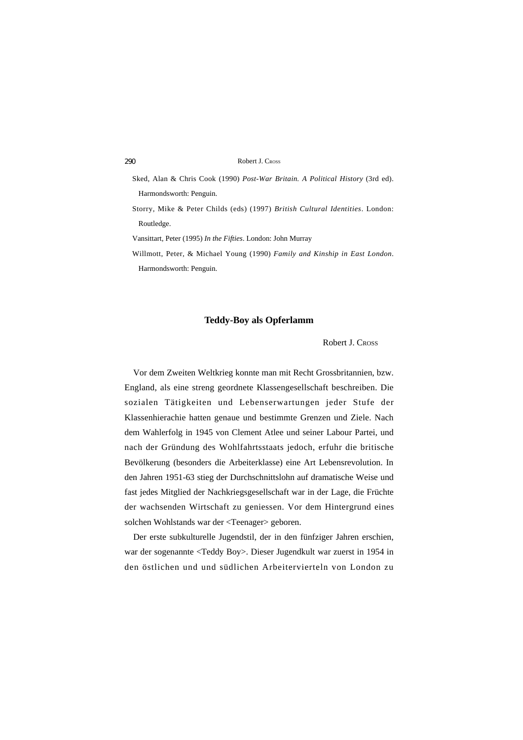Sked, Alan & Chris Cook (1990) *Post-War Britain. A Political History* (3rd ed). Harmondsworth: Penguin.

Storry, Mike & Peter Childs (eds) (1997) *British Cultural Identities*. London: Routledge.

Vansittart, Peter (1995) *In the Fifties*. London: John Murray

Willmott, Peter, & Michael Young (1990) *Family and Kinship in East London*. Harmondsworth: Penguin.

## Teddy-Boy als Opferlamm

Robert J. Cross

Vor dem Zweiten Weltkrieg konnte man mit Recht Grossbritannien, bzw. England, als eine streng geordnete Klassengesellschaft beschreiben. Die sozialen Tätigkeiten und Lebenserwartungen jeder Stufe der Klassenhierachie hatten genaue und bestimmte Grenzen und Ziele. Nach dem Wahlerfolg in 1945 von Clement Atlee und seiner Labour Partei, und nach der Gründung des Wohlfahrtsstaats jedoch, erfuhr die britische Bevölkerung (besonders die Arbeiterklasse) eine Art Lebensrevolution. In den Jahren 1951-63 stieg der Durchschnittslohn auf dramatische Weise und fast jedes Mitglied der Nachkriegsgesellschaft war in der Lage, die Früchte der wachsenden Wirtschaft zu geniessen. Vor dem Hintergrund eines solchen Wohlstands war der <Teenager> geboren.

Der erste subkulturelle Jugendstil, der in den fünfziger Jahren erschien, war der sogenannte <Teddy Boy>. Dieser Jugendkult war zuerst in 1954 in den östlichen und und südlichen Arbeitervierteln von London zu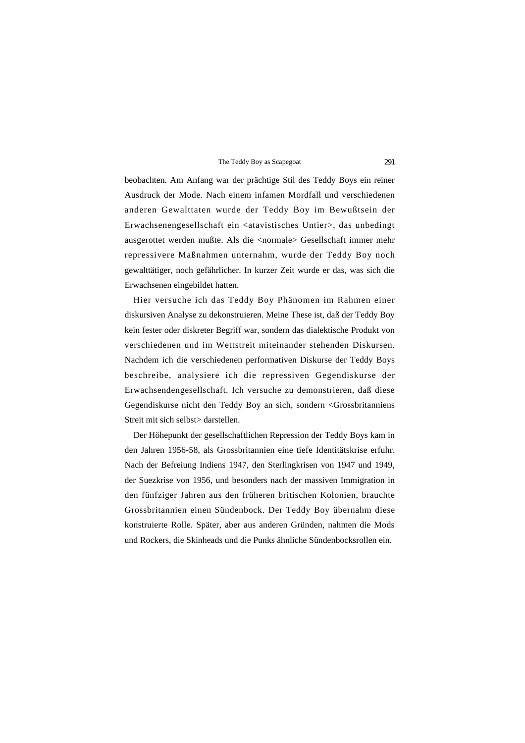beobachten. Am Anfang war der prächtige Stil des Teddy Boys ein reiner Ausdruck der Mode. Nach einem infamen Mordfall und verschiedenen anderen Gewalttaten wurde der Teddy Boy im Bewußtsein der Erwachsenengesellschaft ein <atavistisches Untier>, das unbedingt ausgerottet werden mußte. Als die <normale> Gesellschaft immer mehr repressivere Maßnahmen unternahm, wurde der Teddy Boy noch gewalttätiger, noch gefährlicher. In kurzer Zeit wurde er das, was sich die Erwachsenen eingebildet hatten.

Hier versuche ich das Teddy Boy Phänomen im Rahmen einer diskursiven Analyse zu dekonstruieren. Meine These ist, daß der Teddy Boy kein fester oder diskreter Begriff war, sondern das dialektische Produkt von verschiedenen und im Wettstreit miteinander stehenden Diskursen. Nachdem ich die verschiedenen performativen Diskurse der Teddy Boys beschreibe, analysiere ich die repressiven Gegendiskurse der Erwachsendengesellschaft. Ich versuche zu demonstrieren, daß diese Gegendiskurse nicht den Teddy Boy an sich, sondern <Grossbritanniens Streit mit sich selbst> darstellen.

Der Höhepunkt der gesellschaftlichen Repression der Teddy Boys kam in den Jahren 1956-58, als Grossbritannien eine tiefe Identitätskrise erfuhr. Nach der Befreiung Indiens 1947, den Sterlingkrisen von 1947 und 1949, der Suezkrise von 1956, und besonders nach der massiven Immigration in den fünfziger Jahren aus den früheren britischen Kolonien, brauchte Grossbritannien einen Sündenbock. Der Teddy Boy übernahm diese konstruierte Rolle. Später, aber aus anderen Gründen, nahmen die Mods und Rockers, die Skinheads und die Punks ähnliche Sündenbocksrollen ein.